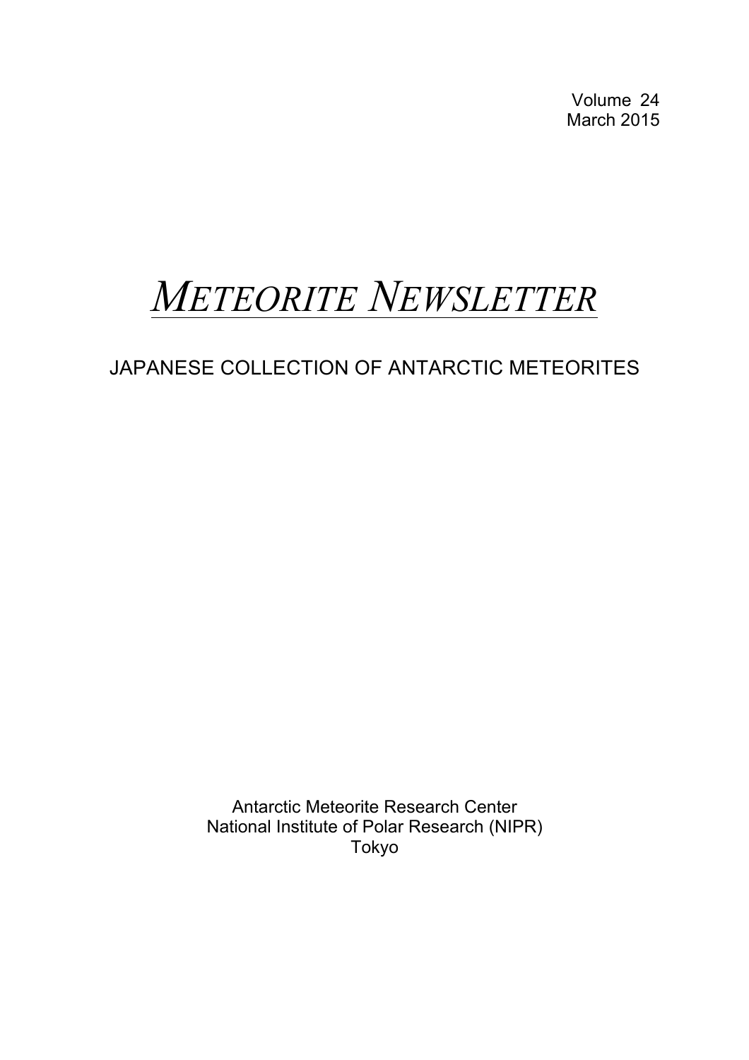Volume 24
March 2015

# *METEORITE NEWSLETTER*

## JAPANESE COLLECTION OF ANTARCTIC METEORITES

Antarctic Meteorite Research Center
National Institute of Polar Research (NIPR)
Tokyo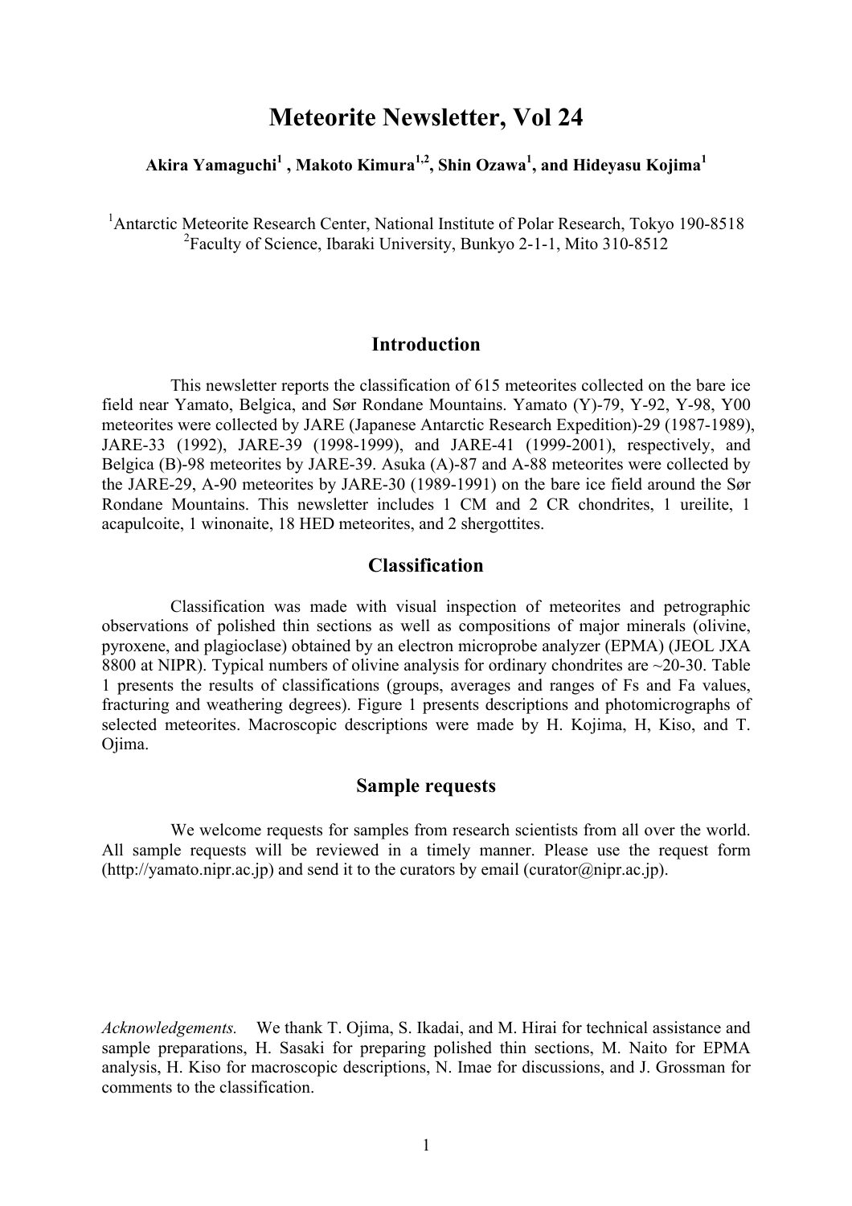# Meteorite Newsletter, Vol 24

**Akira Yamaguchi[1] , Makoto Kimura[1,2], Shin Ozawa[1], and Hideyasu Kojima[1]**

[1]Antarctic Meteorite Research Center, National Institute of Polar Research, Tokyo 190-8518
[2]Faculty of Science, Ibaraki University, Bunkyo 2-1-1, Mito 310-8512

## Introduction

This newsletter reports the classification of 615 meteorites collected on the bare ice field near Yamato, Belgica, and Sør Rondane Mountains. Yamato (Y)-79, Y-92, Y-98, Y00 meteorites were collected by JARE (Japanese Antarctic Research Expedition)-29 (1987-1989), JARE-33 (1992), JARE-39 (1998-1999), and JARE-41 (1999-2001), respectively, and Belgica (B)-98 meteorites by JARE-39. Asuka (A)-87 and A-88 meteorites were collected by the JARE-29, A-90 meteorites by JARE-30 (1989-1991) on the bare ice field around the Sør Rondane Mountains. This newsletter includes 1 CM and 2 CR chondrites, 1 ureilite, 1 acapulcoite, 1 winonaite, 18 HED meteorites, and 2 shergottites.

## Classification

Classification was made with visual inspection of meteorites and petrographic observations of polished thin sections as well as compositions of major minerals (olivine, pyroxene, and plagioclase) obtained by an electron microprobe analyzer (EPMA) (JEOL JXA 8800 at NIPR). Typical numbers of olivine analysis for ordinary chondrites are ~20-30. Table 1 presents the results of classifications (groups, averages and ranges of Fs and Fa values, fracturing and weathering degrees). Figure 1 presents descriptions and photomicrographs of selected meteorites. Macroscopic descriptions were made by H. Kojima, H, Kiso, and T. Ojima.

## Sample requests

We welcome requests for samples from research scientists from all over the world. All sample requests will be reviewed in a timely manner. Please use the request form (http://yamato.nipr.ac.jp) and send it to the curators by email (curator@nipr.ac.jp).

*Acknowledgements.* We thank T. Ojima, S. Ikadai, and M. Hirai for technical assistance and sample preparations, H. Sasaki for preparing polished thin sections, M. Naito for EPMA analysis, H. Kiso for macroscopic descriptions, N. Imae for discussions, and J. Grossman for comments to the classification.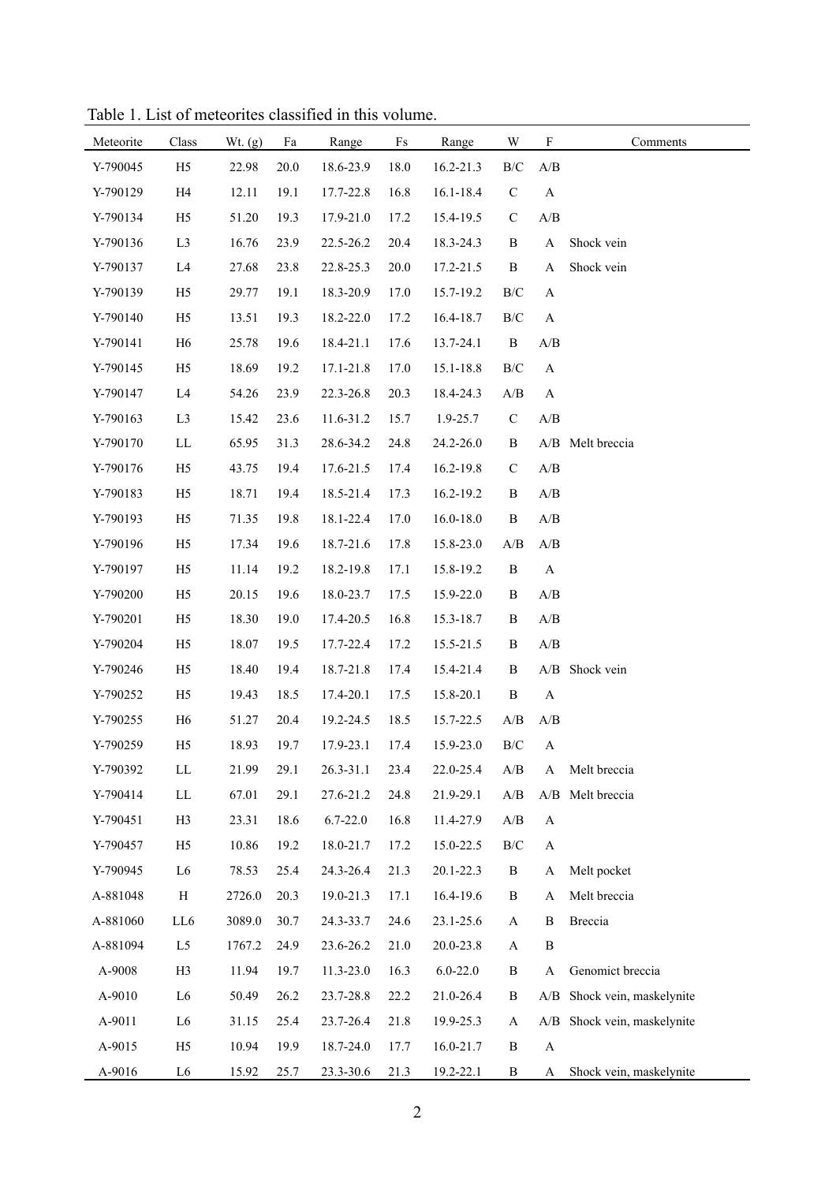Table 1. List of meteorites classified in this volume.

| Meteorite | Class | Wt. (g) | Fa | Range | Fs | Range | W | F | Comments |
|---|---|---|---|---|---|---|---|---|---|
| Y-790045 | H5 | 22.98 | 20.0 | 18.6-23.9 | 18.0 | 16.2-21.3 | B/C | A/B | |
| Y-790129 | H4 | 12.11 | 19.1 | 17.7-22.8 | 16.8 | 16.1-18.4 | C | A | |
| Y-790134 | H5 | 51.20 | 19.3 | 17.9-21.0 | 17.2 | 15.4-19.5 | C | A/B | |
| Y-790136 | L3 | 16.76 | 23.9 | 22.5-26.2 | 20.4 | 18.3-24.3 | B | A | Shock vein |
| Y-790137 | L4 | 27.68 | 23.8 | 22.8-25.3 | 20.0 | 17.2-21.5 | B | A | Shock vein |
| Y-790139 | H5 | 29.77 | 19.1 | 18.3-20.9 | 17.0 | 15.7-19.2 | B/C | A | |
| Y-790140 | H5 | 13.51 | 19.3 | 18.2-22.0 | 17.2 | 16.4-18.7 | B/C | A | |
| Y-790141 | H6 | 25.78 | 19.6 | 18.4-21.1 | 17.6 | 13.7-24.1 | B | A/B | |
| Y-790145 | H5 | 18.69 | 19.2 | 17.1-21.8 | 17.0 | 15.1-18.8 | B/C | A | |
| Y-790147 | L4 | 54.26 | 23.9 | 22.3-26.8 | 20.3 | 18.4-24.3 | A/B | A | |
| Y-790163 | L3 | 15.42 | 23.6 | 11.6-31.2 | 15.7 | 1.9-25.7 | C | A/B | |
| Y-790170 | LL | 65.95 | 31.3 | 28.6-34.2 | 24.8 | 24.2-26.0 | B | A/B | Melt breccia |
| Y-790176 | H5 | 43.75 | 19.4 | 17.6-21.5 | 17.4 | 16.2-19.8 | C | A/B | |
| Y-790183 | H5 | 18.71 | 19.4 | 18.5-21.4 | 17.3 | 16.2-19.2 | B | A/B | |
| Y-790193 | H5 | 71.35 | 19.8 | 18.1-22.4 | 17.0 | 16.0-18.0 | B | A/B | |
| Y-790196 | H5 | 17.34 | 19.6 | 18.7-21.6 | 17.8 | 15.8-23.0 | A/B | A/B | |
| Y-790197 | H5 | 11.14 | 19.2 | 18.2-19.8 | 17.1 | 15.8-19.2 | B | A | |
| Y-790200 | H5 | 20.15 | 19.6 | 18.0-23.7 | 17.5 | 15.9-22.0 | B | A/B | |
| Y-790201 | H5 | 18.30 | 19.0 | 17.4-20.5 | 16.8 | 15.3-18.7 | B | A/B | |
| Y-790204 | H5 | 18.07 | 19.5 | 17.7-22.4 | 17.2 | 15.5-21.5 | B | A/B | |
| Y-790246 | H5 | 18.40 | 19.4 | 18.7-21.8 | 17.4 | 15.4-21.4 | B | A/B | Shock vein |
| Y-790252 | H5 | 19.43 | 18.5 | 17.4-20.1 | 17.5 | 15.8-20.1 | B | A | |
| Y-790255 | H6 | 51.27 | 20.4 | 19.2-24.5 | 18.5 | 15.7-22.5 | A/B | A/B | |
| Y-790259 | H5 | 18.93 | 19.7 | 17.9-23.1 | 17.4 | 15.9-23.0 | B/C | A | |
| Y-790392 | LL | 21.99 | 29.1 | 26.3-31.1 | 23.4 | 22.0-25.4 | A/B | A | Melt breccia |
| Y-790414 | LL | 67.01 | 29.1 | 27.6-21.2 | 24.8 | 21.9-29.1 | A/B | A/B | Melt breccia |
| Y-790451 | H3 | 23.31 | 18.6 | 6.7-22.0 | 16.8 | 11.4-27.9 | A/B | A | |
| Y-790457 | H5 | 10.86 | 19.2 | 18.0-21.7 | 17.2 | 15.0-22.5 | B/C | A | |
| Y-790945 | L6 | 78.53 | 25.4 | 24.3-26.4 | 21.3 | 20.1-22.3 | B | A | Melt pocket |
| A-881048 | H | 2726.0 | 20.3 | 19.0-21.3 | 17.1 | 16.4-19.6 | B | A | Melt breccia |
| A-881060 | LL6 | 3089.0 | 30.7 | 24.3-33.7 | 24.6 | 23.1-25.6 | A | B | Breccia |
| A-881094 | L5 | 1767.2 | 24.9 | 23.6-26.2 | 21.0 | 20.0-23.8 | A | B | |
| A-9008 | H3 | 11.94 | 19.7 | 11.3-23.0 | 16.3 | 6.0-22.0 | B | A | Genomict breccia |
| A-9010 | L6 | 50.49 | 26.2 | 23.7-28.8 | 22.2 | 21.0-26.4 | B | A/B | Shock vein, maskelynite |
| A-9011 | L6 | 31.15 | 25.4 | 23.7-26.4 | 21.8 | 19.9-25.3 | A | A/B | Shock vein, maskelynite |
| A-9015 | H5 | 10.94 | 19.9 | 18.7-24.0 | 17.7 | 16.0-21.7 | B | A | |
| A-9016 | L6 | 15.92 | 25.7 | 23.3-30.6 | 21.3 | 19.2-22.1 | B | A | Shock vein, maskelynite |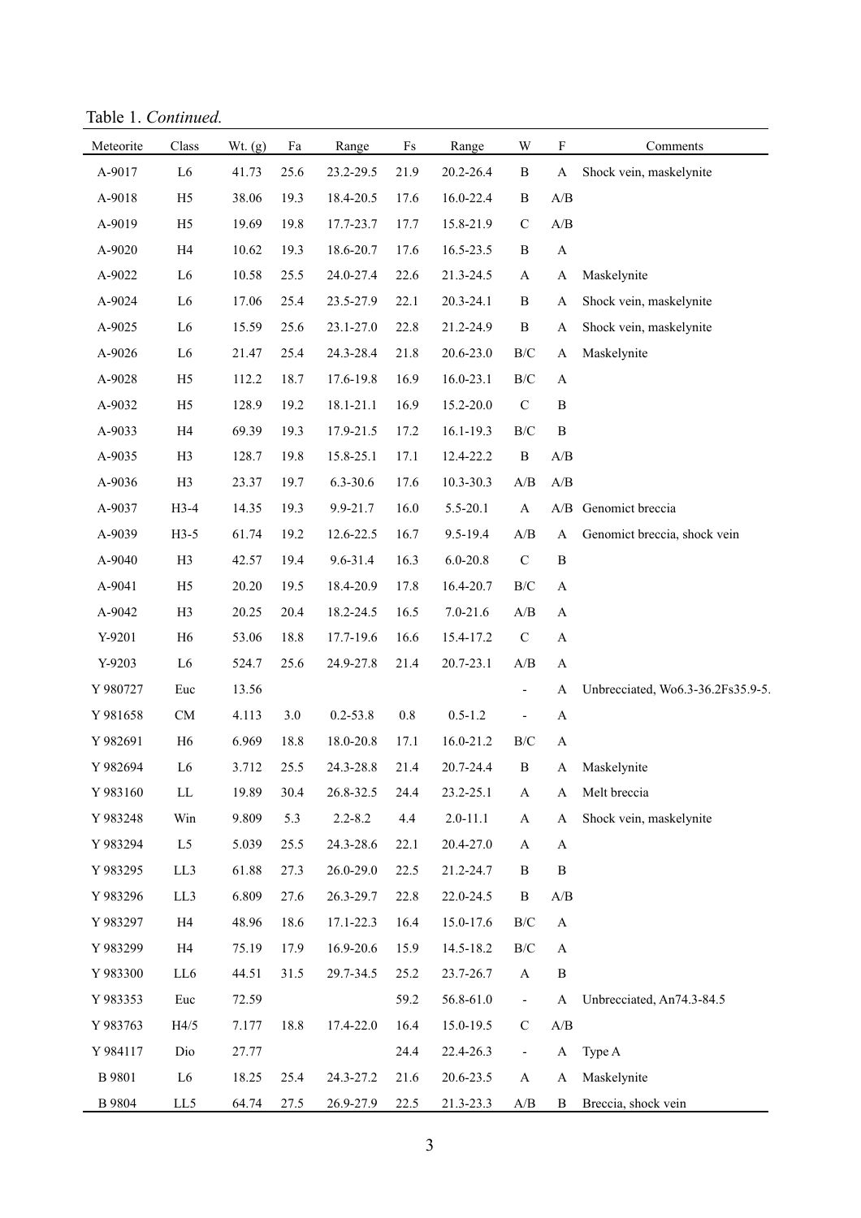Table 1. *Continued.*

| Meteorite | Class | Wt. (g) | Fa | Range | Fs | Range | W | F | Comments |
|---|---|---|---|---|---|---|---|---|---|
| A-9017 | L6 | 41.73 | 25.6 | 23.2-29.5 | 21.9 | 20.2-26.4 | B | A | Shock vein, maskelynite |
| A-9018 | H5 | 38.06 | 19.3 | 18.4-20.5 | 17.6 | 16.0-22.4 | B | A/B | |
| A-9019 | H5 | 19.69 | 19.8 | 17.7-23.7 | 17.7 | 15.8-21.9 | C | A/B | |
| A-9020 | H4 | 10.62 | 19.3 | 18.6-20.7 | 17.6 | 16.5-23.5 | B | A | |
| A-9022 | L6 | 10.58 | 25.5 | 24.0-27.4 | 22.6 | 21.3-24.5 | A | A | Maskelynite |
| A-9024 | L6 | 17.06 | 25.4 | 23.5-27.9 | 22.1 | 20.3-24.1 | B | A | Shock vein, maskelynite |
| A-9025 | L6 | 15.59 | 25.6 | 23.1-27.0 | 22.8 | 21.2-24.9 | B | A | Shock vein, maskelynite |
| A-9026 | L6 | 21.47 | 25.4 | 24.3-28.4 | 21.8 | 20.6-23.0 | B/C | A | Maskelynite |
| A-9028 | H5 | 112.2 | 18.7 | 17.6-19.8 | 16.9 | 16.0-23.1 | B/C | A | |
| A-9032 | H5 | 128.9 | 19.2 | 18.1-21.1 | 16.9 | 15.2-20.0 | C | B | |
| A-9033 | H4 | 69.39 | 19.3 | 17.9-21.5 | 17.2 | 16.1-19.3 | B/C | B | |
| A-9035 | H3 | 128.7 | 19.8 | 15.8-25.1 | 17.1 | 12.4-22.2 | B | A/B | |
| A-9036 | H3 | 23.37 | 19.7 | 6.3-30.6 | 17.6 | 10.3-30.3 | A/B | A/B | |
| A-9037 | H3-4 | 14.35 | 19.3 | 9.9-21.7 | 16.0 | 5.5-20.1 | A | A/B | Genomict breccia |
| A-9039 | H3-5 | 61.74 | 19.2 | 12.6-22.5 | 16.7 | 9.5-19.4 | A/B | A | Genomict breccia, shock vein |
| A-9040 | H3 | 42.57 | 19.4 | 9.6-31.4 | 16.3 | 6.0-20.8 | C | B | |
| A-9041 | H5 | 20.20 | 19.5 | 18.4-20.9 | 17.8 | 16.4-20.7 | B/C | A | |
| A-9042 | H3 | 20.25 | 20.4 | 18.2-24.5 | 16.5 | 7.0-21.6 | A/B | A | |
| Y-9201 | H6 | 53.06 | 18.8 | 17.7-19.6 | 16.6 | 15.4-17.2 | C | A | |
| Y-9203 | L6 | 524.7 | 25.6 | 24.9-27.8 | 21.4 | 20.7-23.1 | A/B | A | |
| Y 980727 | Euc | 13.56 | | | | | - | A | Unbrecciated, Wo6.3-36.2Fs35.9-5. |
| Y 981658 | CM | 4.113 | 3.0 | 0.2-53.8 | 0.8 | 0.5-1.2 | - | A | |
| Y 982691 | H6 | 6.969 | 18.8 | 18.0-20.8 | 17.1 | 16.0-21.2 | B/C | A | |
| Y 982694 | L6 | 3.712 | 25.5 | 24.3-28.8 | 21.4 | 20.7-24.4 | B | A | Maskelynite |
| Y 983160 | LL | 19.89 | 30.4 | 26.8-32.5 | 24.4 | 23.2-25.1 | A | A | Melt breccia |
| Y 983248 | Win | 9.809 | 5.3 | 2.2-8.2 | 4.4 | 2.0-11.1 | A | A | Shock vein, maskelynite |
| Y 983294 | L5 | 5.039 | 25.5 | 24.3-28.6 | 22.1 | 20.4-27.0 | A | A | |
| Y 983295 | LL3 | 61.88 | 27.3 | 26.0-29.0 | 22.5 | 21.2-24.7 | B | B | |
| Y 983296 | LL3 | 6.809 | 27.6 | 26.3-29.7 | 22.8 | 22.0-24.5 | B | A/B | |
| Y 983297 | H4 | 48.96 | 18.6 | 17.1-22.3 | 16.4 | 15.0-17.6 | B/C | A | |
| Y 983299 | H4 | 75.19 | 17.9 | 16.9-20.6 | 15.9 | 14.5-18.2 | B/C | A | |
| Y 983300 | LL6 | 44.51 | 31.5 | 29.7-34.5 | 25.2 | 23.7-26.7 | A | B | |
| Y 983353 | Euc | 72.59 | | | 59.2 | 56.8-61.0 | - | A | Unbrecciated, An74.3-84.5 |
| Y 983763 | H4/5 | 7.177 | 18.8 | 17.4-22.0 | 16.4 | 15.0-19.5 | C | A/B | |
| Y 984117 | Dio | 27.77 | | | 24.4 | 22.4-26.3 | - | A | Type A |
| B 9801 | L6 | 18.25 | 25.4 | 24.3-27.2 | 21.6 | 20.6-23.5 | A | A | Maskelynite |
| B 9804 | LL5 | 64.74 | 27.5 | 26.9-27.9 | 22.5 | 21.3-23.3 | A/B | B | Breccia, shock vein |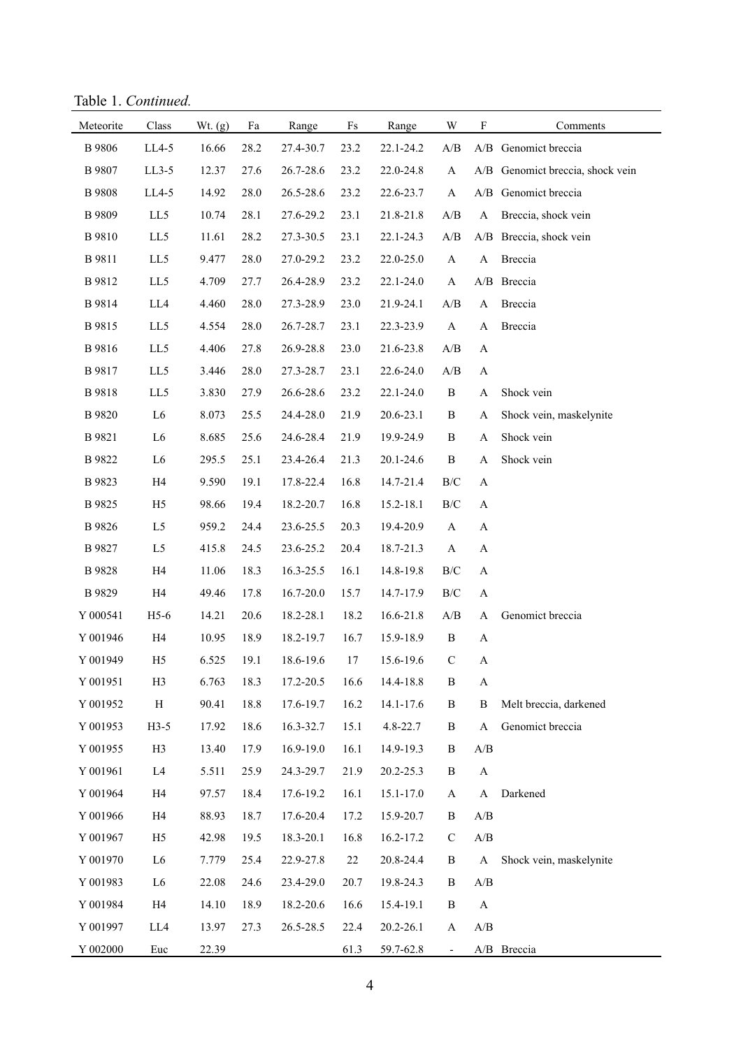Table 1. *Continued.*

| Meteorite | Class | Wt. (g) | Fa | Range | Fs | Range | W | F | Comments |
|---|---|---|---|---|---|---|---|---|---|
| B 9806 | LL4-5 | 16.66 | 28.2 | 27.4-30.7 | 23.2 | 22.1-24.2 | A/B | A/B | Genomict breccia |
| B 9807 | LL3-5 | 12.37 | 27.6 | 26.7-28.6 | 23.2 | 22.0-24.8 | A | A/B | Genomict breccia, shock vein |
| B 9808 | LL4-5 | 14.92 | 28.0 | 26.5-28.6 | 23.2 | 22.6-23.7 | A | A/B | Genomict breccia |
| B 9809 | LL5 | 10.74 | 28.1 | 27.6-29.2 | 23.1 | 21.8-21.8 | A/B | A | Breccia, shock vein |
| B 9810 | LL5 | 11.61 | 28.2 | 27.3-30.5 | 23.1 | 22.1-24.3 | A/B | A/B | Breccia, shock vein |
| B 9811 | LL5 | 9.477 | 28.0 | 27.0-29.2 | 23.2 | 22.0-25.0 | A | A | Breccia |
| B 9812 | LL5 | 4.709 | 27.7 | 26.4-28.9 | 23.2 | 22.1-24.0 | A | A/B | Breccia |
| B 9814 | LL4 | 4.460 | 28.0 | 27.3-28.9 | 23.0 | 21.9-24.1 | A/B | A | Breccia |
| B 9815 | LL5 | 4.554 | 28.0 | 26.7-28.7 | 23.1 | 22.3-23.9 | A | A | Breccia |
| B 9816 | LL5 | 4.406 | 27.8 | 26.9-28.8 | 23.0 | 21.6-23.8 | A/B | A | |
| B 9817 | LL5 | 3.446 | 28.0 | 27.3-28.7 | 23.1 | 22.6-24.0 | A/B | A | |
| B 9818 | LL5 | 3.830 | 27.9 | 26.6-28.6 | 23.2 | 22.1-24.0 | B | A | Shock vein |
| B 9820 | L6 | 8.073 | 25.5 | 24.4-28.0 | 21.9 | 20.6-23.1 | B | A | Shock vein, maskelynite |
| B 9821 | L6 | 8.685 | 25.6 | 24.6-28.4 | 21.9 | 19.9-24.9 | B | A | Shock vein |
| B 9822 | L6 | 295.5 | 25.1 | 23.4-26.4 | 21.3 | 20.1-24.6 | B | A | Shock vein |
| B 9823 | H4 | 9.590 | 19.1 | 17.8-22.4 | 16.8 | 14.7-21.4 | B/C | A | |
| B 9825 | H5 | 98.66 | 19.4 | 18.2-20.7 | 16.8 | 15.2-18.1 | B/C | A | |
| B 9826 | L5 | 959.2 | 24.4 | 23.6-25.5 | 20.3 | 19.4-20.9 | A | A | |
| B 9827 | L5 | 415.8 | 24.5 | 23.6-25.2 | 20.4 | 18.7-21.3 | A | A | |
| B 9828 | H4 | 11.06 | 18.3 | 16.3-25.5 | 16.1 | 14.8-19.8 | B/C | A | |
| B 9829 | H4 | 49.46 | 17.8 | 16.7-20.0 | 15.7 | 14.7-17.9 | B/C | A | |
| Y 000541 | H5-6 | 14.21 | 20.6 | 18.2-28.1 | 18.2 | 16.6-21.8 | A/B | A | Genomict breccia |
| Y 001946 | H4 | 10.95 | 18.9 | 18.2-19.7 | 16.7 | 15.9-18.9 | B | A | |
| Y 001949 | H5 | 6.525 | 19.1 | 18.6-19.6 | 17 | 15.6-19.6 | C | A | |
| Y 001951 | H3 | 6.763 | 18.3 | 17.2-20.5 | 16.6 | 14.4-18.8 | B | A | |
| Y 001952 | H | 90.41 | 18.8 | 17.6-19.7 | 16.2 | 14.1-17.6 | B | B | Melt breccia, darkened |
| Y 001953 | H3-5 | 17.92 | 18.6 | 16.3-32.7 | 15.1 | 4.8-22.7 | B | A | Genomict breccia |
| Y 001955 | H3 | 13.40 | 17.9 | 16.9-19.0 | 16.1 | 14.9-19.3 | B | A/B | |
| Y 001961 | L4 | 5.511 | 25.9 | 24.3-29.7 | 21.9 | 20.2-25.3 | B | A | |
| Y 001964 | H4 | 97.57 | 18.4 | 17.6-19.2 | 16.1 | 15.1-17.0 | A | A | Darkened |
| Y 001966 | H4 | 88.93 | 18.7 | 17.6-20.4 | 17.2 | 15.9-20.7 | B | A/B | |
| Y 001967 | H5 | 42.98 | 19.5 | 18.3-20.1 | 16.8 | 16.2-17.2 | C | A/B | |
| Y 001970 | L6 | 7.779 | 25.4 | 22.9-27.8 | 22 | 20.8-24.4 | B | A | Shock vein, maskelynite |
| Y 001983 | L6 | 22.08 | 24.6 | 23.4-29.0 | 20.7 | 19.8-24.3 | B | A/B | |
| Y 001984 | H4 | 14.10 | 18.9 | 18.2-20.6 | 16.6 | 15.4-19.1 | B | A | |
| Y 001997 | LL4 | 13.97 | 27.3 | 26.5-28.5 | 22.4 | 20.2-26.1 | A | A/B | |
| Y 002000 | Euc | 22.39 | | | 61.3 | 59.7-62.8 | - | A/B | Breccia |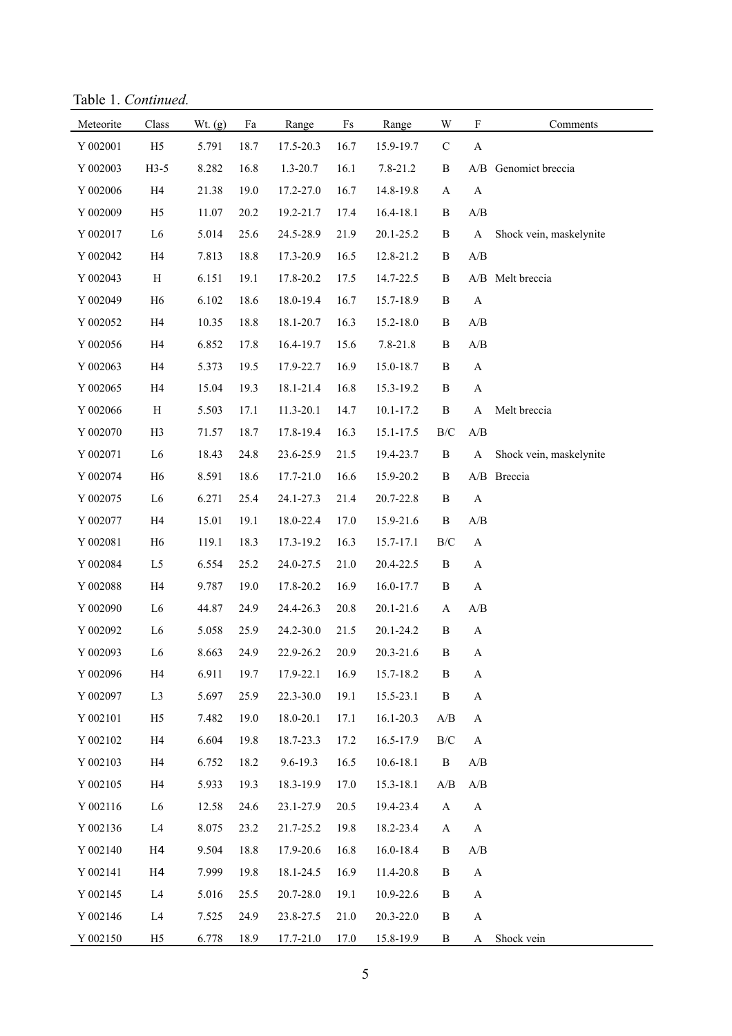Table 1. *Continued.*

| Meteorite | Class | Wt. (g) | Fa | Range | Fs | Range | W | F | Comments |
|---|---|---|---|---|---|---|---|---|---|
| Y 002001 | H5 | 5.791 | 18.7 | 17.5-20.3 | 16.7 | 15.9-19.7 | C | A | |
| Y 002003 | H3-5 | 8.282 | 16.8 | 1.3-20.7 | 16.1 | 7.8-21.2 | B | A/B | Genomict breccia |
| Y 002006 | H4 | 21.38 | 19.0 | 17.2-27.0 | 16.7 | 14.8-19.8 | A | A | |
| Y 002009 | H5 | 11.07 | 20.2 | 19.2-21.7 | 17.4 | 16.4-18.1 | B | A/B | |
| Y 002017 | L6 | 5.014 | 25.6 | 24.5-28.9 | 21.9 | 20.1-25.2 | B | A | Shock vein, maskelynite |
| Y 002042 | H4 | 7.813 | 18.8 | 17.3-20.9 | 16.5 | 12.8-21.2 | B | A/B | |
| Y 002043 | H | 6.151 | 19.1 | 17.8-20.2 | 17.5 | 14.7-22.5 | B | A/B | Melt breccia |
| Y 002049 | H6 | 6.102 | 18.6 | 18.0-19.4 | 16.7 | 15.7-18.9 | B | A | |
| Y 002052 | H4 | 10.35 | 18.8 | 18.1-20.7 | 16.3 | 15.2-18.0 | B | A/B | |
| Y 002056 | H4 | 6.852 | 17.8 | 16.4-19.7 | 15.6 | 7.8-21.8 | B | A/B | |
| Y 002063 | H4 | 5.373 | 19.5 | 17.9-22.7 | 16.9 | 15.0-18.7 | B | A | |
| Y 002065 | H4 | 15.04 | 19.3 | 18.1-21.4 | 16.8 | 15.3-19.2 | B | A | |
| Y 002066 | H | 5.503 | 17.1 | 11.3-20.1 | 14.7 | 10.1-17.2 | B | A | Melt breccia |
| Y 002070 | H3 | 71.57 | 18.7 | 17.8-19.4 | 16.3 | 15.1-17.5 | B/C | A/B | |
| Y 002071 | L6 | 18.43 | 24.8 | 23.6-25.9 | 21.5 | 19.4-23.7 | B | A | Shock vein, maskelynite |
| Y 002074 | H6 | 8.591 | 18.6 | 17.7-21.0 | 16.6 | 15.9-20.2 | B | A/B | Breccia |
| Y 002075 | L6 | 6.271 | 25.4 | 24.1-27.3 | 21.4 | 20.7-22.8 | B | A | |
| Y 002077 | H4 | 15.01 | 19.1 | 18.0-22.4 | 17.0 | 15.9-21.6 | B | A/B | |
| Y 002081 | H6 | 119.1 | 18.3 | 17.3-19.2 | 16.3 | 15.7-17.1 | B/C | A | |
| Y 002084 | L5 | 6.554 | 25.2 | 24.0-27.5 | 21.0 | 20.4-22.5 | B | A | |
| Y 002088 | H4 | 9.787 | 19.0 | 17.8-20.2 | 16.9 | 16.0-17.7 | B | A | |
| Y 002090 | L6 | 44.87 | 24.9 | 24.4-26.3 | 20.8 | 20.1-21.6 | A | A/B | |
| Y 002092 | L6 | 5.058 | 25.9 | 24.2-30.0 | 21.5 | 20.1-24.2 | B | A | |
| Y 002093 | L6 | 8.663 | 24.9 | 22.9-26.2 | 20.9 | 20.3-21.6 | B | A | |
| Y 002096 | H4 | 6.911 | 19.7 | 17.9-22.1 | 16.9 | 15.7-18.2 | B | A | |
| Y 002097 | L3 | 5.697 | 25.9 | 22.3-30.0 | 19.1 | 15.5-23.1 | B | A | |
| Y 002101 | H5 | 7.482 | 19.0 | 18.0-20.1 | 17.1 | 16.1-20.3 | A/B | A | |
| Y 002102 | H4 | 6.604 | 19.8 | 18.7-23.3 | 17.2 | 16.5-17.9 | B/C | A | |
| Y 002103 | H4 | 6.752 | 18.2 | 9.6-19.3 | 16.5 | 10.6-18.1 | B | A/B | |
| Y 002105 | H4 | 5.933 | 19.3 | 18.3-19.9 | 17.0 | 15.3-18.1 | A/B | A/B | |
| Y 002116 | L6 | 12.58 | 24.6 | 23.1-27.9 | 20.5 | 19.4-23.4 | A | A | |
| Y 002136 | L4 | 8.075 | 23.2 | 21.7-25.2 | 19.8 | 18.2-23.4 | A | A | |
| Y 002140 | H4 | 9.504 | 18.8 | 17.9-20.6 | 16.8 | 16.0-18.4 | B | A/B | |
| Y 002141 | H4 | 7.999 | 19.8 | 18.1-24.5 | 16.9 | 11.4-20.8 | B | A | |
| Y 002145 | L4 | 5.016 | 25.5 | 20.7-28.0 | 19.1 | 10.9-22.6 | B | A | |
| Y 002146 | L4 | 7.525 | 24.9 | 23.8-27.5 | 21.0 | 20.3-22.0 | B | A | |
| Y 002150 | H5 | 6.778 | 18.9 | 17.7-21.0 | 17.0 | 15.8-19.9 | B | A | Shock vein |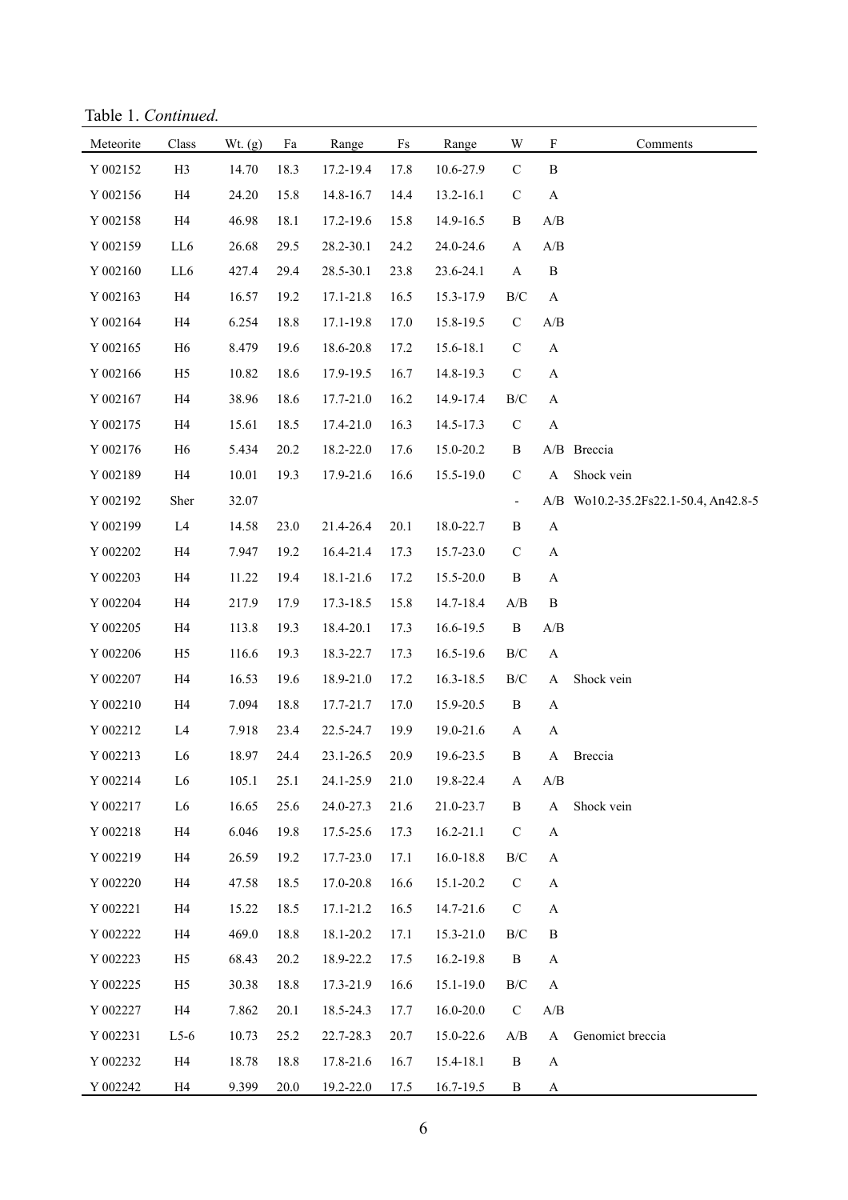Table 1. *Continued.*

| Meteorite | Class | Wt. (g) | Fa | Range | Fs | Range | W | F | Comments |
|---|---|---|---|---|---|---|---|---|---|
| Y 002152 | H3 | 14.70 | 18.3 | 17.2-19.4 | 17.8 | 10.6-27.9 | C | B | |
| Y 002156 | H4 | 24.20 | 15.8 | 14.8-16.7 | 14.4 | 13.2-16.1 | C | A | |
| Y 002158 | H4 | 46.98 | 18.1 | 17.2-19.6 | 15.8 | 14.9-16.5 | B | A/B | |
| Y 002159 | LL6 | 26.68 | 29.5 | 28.2-30.1 | 24.2 | 24.0-24.6 | A | A/B | |
| Y 002160 | LL6 | 427.4 | 29.4 | 28.5-30.1 | 23.8 | 23.6-24.1 | A | B | |
| Y 002163 | H4 | 16.57 | 19.2 | 17.1-21.8 | 16.5 | 15.3-17.9 | B/C | A | |
| Y 002164 | H4 | 6.254 | 18.8 | 17.1-19.8 | 17.0 | 15.8-19.5 | C | A/B | |
| Y 002165 | H6 | 8.479 | 19.6 | 18.6-20.8 | 17.2 | 15.6-18.1 | C | A | |
| Y 002166 | H5 | 10.82 | 18.6 | 17.9-19.5 | 16.7 | 14.8-19.3 | C | A | |
| Y 002167 | H4 | 38.96 | 18.6 | 17.7-21.0 | 16.2 | 14.9-17.4 | B/C | A | |
| Y 002175 | H4 | 15.61 | 18.5 | 17.4-21.0 | 16.3 | 14.5-17.3 | C | A | |
| Y 002176 | H6 | 5.434 | 20.2 | 18.2-22.0 | 17.6 | 15.0-20.2 | B | A/B | Breccia |
| Y 002189 | H4 | 10.01 | 19.3 | 17.9-21.6 | 16.6 | 15.5-19.0 | C | A | Shock vein |
| Y 002192 | Sher | 32.07 | | | | | - | A/B | Wo10.2-35.2Fs22.1-50.4, An42.8-5 |
| Y 002199 | L4 | 14.58 | 23.0 | 21.4-26.4 | 20.1 | 18.0-22.7 | B | A | |
| Y 002202 | H4 | 7.947 | 19.2 | 16.4-21.4 | 17.3 | 15.7-23.0 | C | A | |
| Y 002203 | H4 | 11.22 | 19.4 | 18.1-21.6 | 17.2 | 15.5-20.0 | B | A | |
| Y 002204 | H4 | 217.9 | 17.9 | 17.3-18.5 | 15.8 | 14.7-18.4 | A/B | B | |
| Y 002205 | H4 | 113.8 | 19.3 | 18.4-20.1 | 17.3 | 16.6-19.5 | B | A/B | |
| Y 002206 | H5 | 116.6 | 19.3 | 18.3-22.7 | 17.3 | 16.5-19.6 | B/C | A | |
| Y 002207 | H4 | 16.53 | 19.6 | 18.9-21.0 | 17.2 | 16.3-18.5 | B/C | A | Shock vein |
| Y 002210 | H4 | 7.094 | 18.8 | 17.7-21.7 | 17.0 | 15.9-20.5 | B | A | |
| Y 002212 | L4 | 7.918 | 23.4 | 22.5-24.7 | 19.9 | 19.0-21.6 | A | A | |
| Y 002213 | L6 | 18.97 | 24.4 | 23.1-26.5 | 20.9 | 19.6-23.5 | B | A | Breccia |
| Y 002214 | L6 | 105.1 | 25.1 | 24.1-25.9 | 21.0 | 19.8-22.4 | A | A/B | |
| Y 002217 | L6 | 16.65 | 25.6 | 24.0-27.3 | 21.6 | 21.0-23.7 | B | A | Shock vein |
| Y 002218 | H4 | 6.046 | 19.8 | 17.5-25.6 | 17.3 | 16.2-21.1 | C | A | |
| Y 002219 | H4 | 26.59 | 19.2 | 17.7-23.0 | 17.1 | 16.0-18.8 | B/C | A | |
| Y 002220 | H4 | 47.58 | 18.5 | 17.0-20.8 | 16.6 | 15.1-20.2 | C | A | |
| Y 002221 | H4 | 15.22 | 18.5 | 17.1-21.2 | 16.5 | 14.7-21.6 | C | A | |
| Y 002222 | H4 | 469.0 | 18.8 | 18.1-20.2 | 17.1 | 15.3-21.0 | B/C | B | |
| Y 002223 | H5 | 68.43 | 20.2 | 18.9-22.2 | 17.5 | 16.2-19.8 | B | A | |
| Y 002225 | H5 | 30.38 | 18.8 | 17.3-21.9 | 16.6 | 15.1-19.0 | B/C | A | |
| Y 002227 | H4 | 7.862 | 20.1 | 18.5-24.3 | 17.7 | 16.0-20.0 | C | A/B | |
| Y 002231 | L5-6 | 10.73 | 25.2 | 22.7-28.3 | 20.7 | 15.0-22.6 | A/B | A | Genomict breccia |
| Y 002232 | H4 | 18.78 | 18.8 | 17.8-21.6 | 16.7 | 15.4-18.1 | B | A | |
| Y 002242 | H4 | 9.399 | 20.0 | 19.2-22.0 | 17.5 | 16.7-19.5 | B | A | |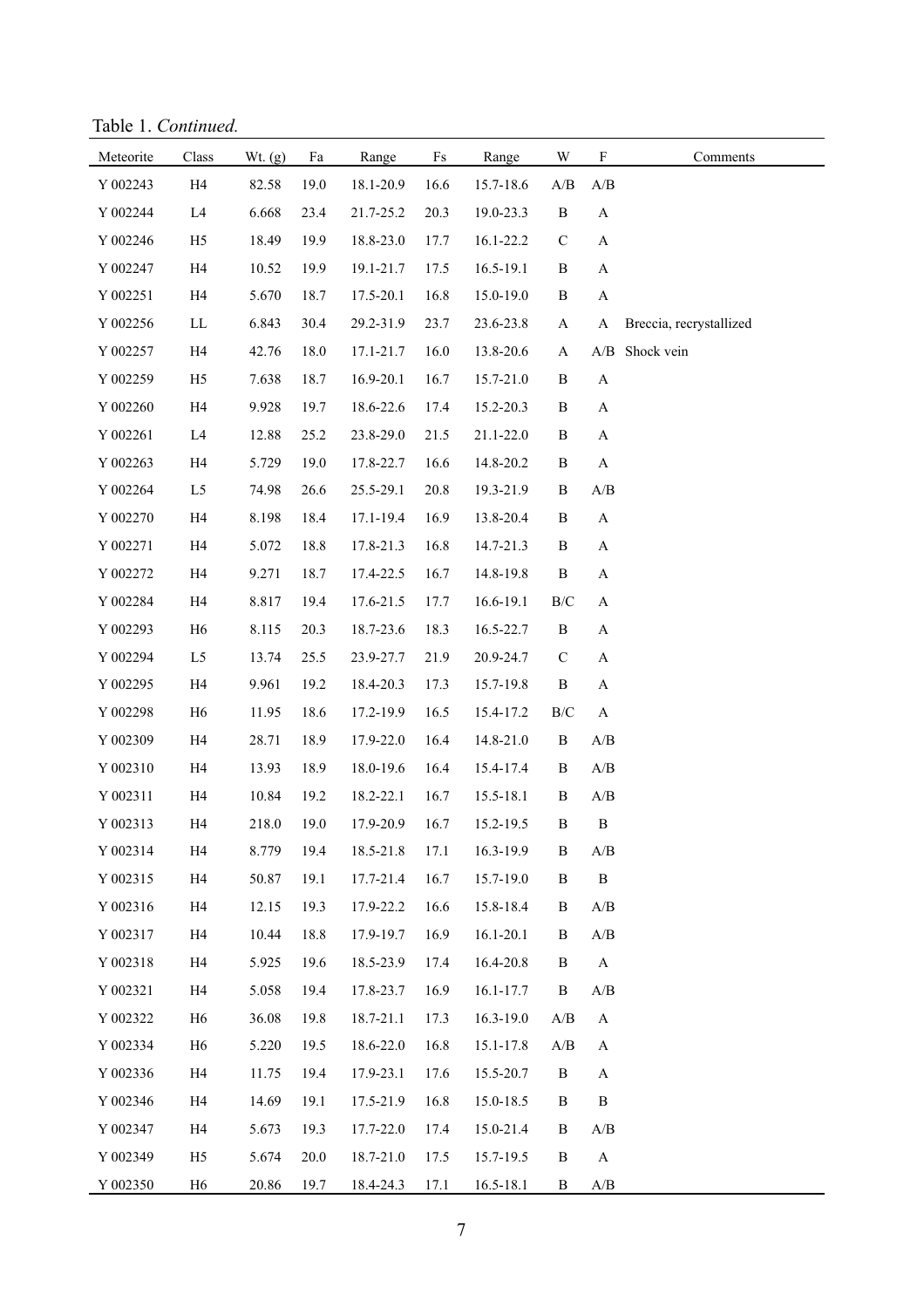Table 1. *Continued.*

| Meteorite | Class | Wt. (g) | Fa | Range | Fs | Range | W | F | Comments |
|---|---|---|---|---|---|---|---|---|---|
| Y 002243 | H4 | 82.58 | 19.0 | 18.1-20.9 | 16.6 | 15.7-18.6 | A/B | A/B | |
| Y 002244 | L4 | 6.668 | 23.4 | 21.7-25.2 | 20.3 | 19.0-23.3 | B | A | |
| Y 002246 | H5 | 18.49 | 19.9 | 18.8-23.0 | 17.7 | 16.1-22.2 | C | A | |
| Y 002247 | H4 | 10.52 | 19.9 | 19.1-21.7 | 17.5 | 16.5-19.1 | B | A | |
| Y 002251 | H4 | 5.670 | 18.7 | 17.5-20.1 | 16.8 | 15.0-19.0 | B | A | |
| Y 002256 | LL | 6.843 | 30.4 | 29.2-31.9 | 23.7 | 23.6-23.8 | A | A | Breccia, recrystallized |
| Y 002257 | H4 | 42.76 | 18.0 | 17.1-21.7 | 16.0 | 13.8-20.6 | A | A/B | Shock vein |
| Y 002259 | H5 | 7.638 | 18.7 | 16.9-20.1 | 16.7 | 15.7-21.0 | B | A | |
| Y 002260 | H4 | 9.928 | 19.7 | 18.6-22.6 | 17.4 | 15.2-20.3 | B | A | |
| Y 002261 | L4 | 12.88 | 25.2 | 23.8-29.0 | 21.5 | 21.1-22.0 | B | A | |
| Y 002263 | H4 | 5.729 | 19.0 | 17.8-22.7 | 16.6 | 14.8-20.2 | B | A | |
| Y 002264 | L5 | 74.98 | 26.6 | 25.5-29.1 | 20.8 | 19.3-21.9 | B | A/B | |
| Y 002270 | H4 | 8.198 | 18.4 | 17.1-19.4 | 16.9 | 13.8-20.4 | B | A | |
| Y 002271 | H4 | 5.072 | 18.8 | 17.8-21.3 | 16.8 | 14.7-21.3 | B | A | |
| Y 002272 | H4 | 9.271 | 18.7 | 17.4-22.5 | 16.7 | 14.8-19.8 | B | A | |
| Y 002284 | H4 | 8.817 | 19.4 | 17.6-21.5 | 17.7 | 16.6-19.1 | B/C | A | |
| Y 002293 | H6 | 8.115 | 20.3 | 18.7-23.6 | 18.3 | 16.5-22.7 | B | A | |
| Y 002294 | L5 | 13.74 | 25.5 | 23.9-27.7 | 21.9 | 20.9-24.7 | C | A | |
| Y 002295 | H4 | 9.961 | 19.2 | 18.4-20.3 | 17.3 | 15.7-19.8 | B | A | |
| Y 002298 | H6 | 11.95 | 18.6 | 17.2-19.9 | 16.5 | 15.4-17.2 | B/C | A | |
| Y 002309 | H4 | 28.71 | 18.9 | 17.9-22.0 | 16.4 | 14.8-21.0 | B | A/B | |
| Y 002310 | H4 | 13.93 | 18.9 | 18.0-19.6 | 16.4 | 15.4-17.4 | B | A/B | |
| Y 002311 | H4 | 10.84 | 19.2 | 18.2-22.1 | 16.7 | 15.5-18.1 | B | A/B | |
| Y 002313 | H4 | 218.0 | 19.0 | 17.9-20.9 | 16.7 | 15.2-19.5 | B | B | |
| Y 002314 | H4 | 8.779 | 19.4 | 18.5-21.8 | 17.1 | 16.3-19.9 | B | A/B | |
| Y 002315 | H4 | 50.87 | 19.1 | 17.7-21.4 | 16.7 | 15.7-19.0 | B | B | |
| Y 002316 | H4 | 12.15 | 19.3 | 17.9-22.2 | 16.6 | 15.8-18.4 | B | A/B | |
| Y 002317 | H4 | 10.44 | 18.8 | 17.9-19.7 | 16.9 | 16.1-20.1 | B | A/B | |
| Y 002318 | H4 | 5.925 | 19.6 | 18.5-23.9 | 17.4 | 16.4-20.8 | B | A | |
| Y 002321 | H4 | 5.058 | 19.4 | 17.8-23.7 | 16.9 | 16.1-17.7 | B | A/B | |
| Y 002322 | H6 | 36.08 | 19.8 | 18.7-21.1 | 17.3 | 16.3-19.0 | A/B | A | |
| Y 002334 | H6 | 5.220 | 19.5 | 18.6-22.0 | 16.8 | 15.1-17.8 | A/B | A | |
| Y 002336 | H4 | 11.75 | 19.4 | 17.9-23.1 | 17.6 | 15.5-20.7 | B | A | |
| Y 002346 | H4 | 14.69 | 19.1 | 17.5-21.9 | 16.8 | 15.0-18.5 | B | B | |
| Y 002347 | H4 | 5.673 | 19.3 | 17.7-22.0 | 17.4 | 15.0-21.4 | B | A/B | |
| Y 002349 | H5 | 5.674 | 20.0 | 18.7-21.0 | 17.5 | 15.7-19.5 | B | A | |
| Y 002350 | H6 | 20.86 | 19.7 | 18.4-24.3 | 17.1 | 16.5-18.1 | B | A/B | |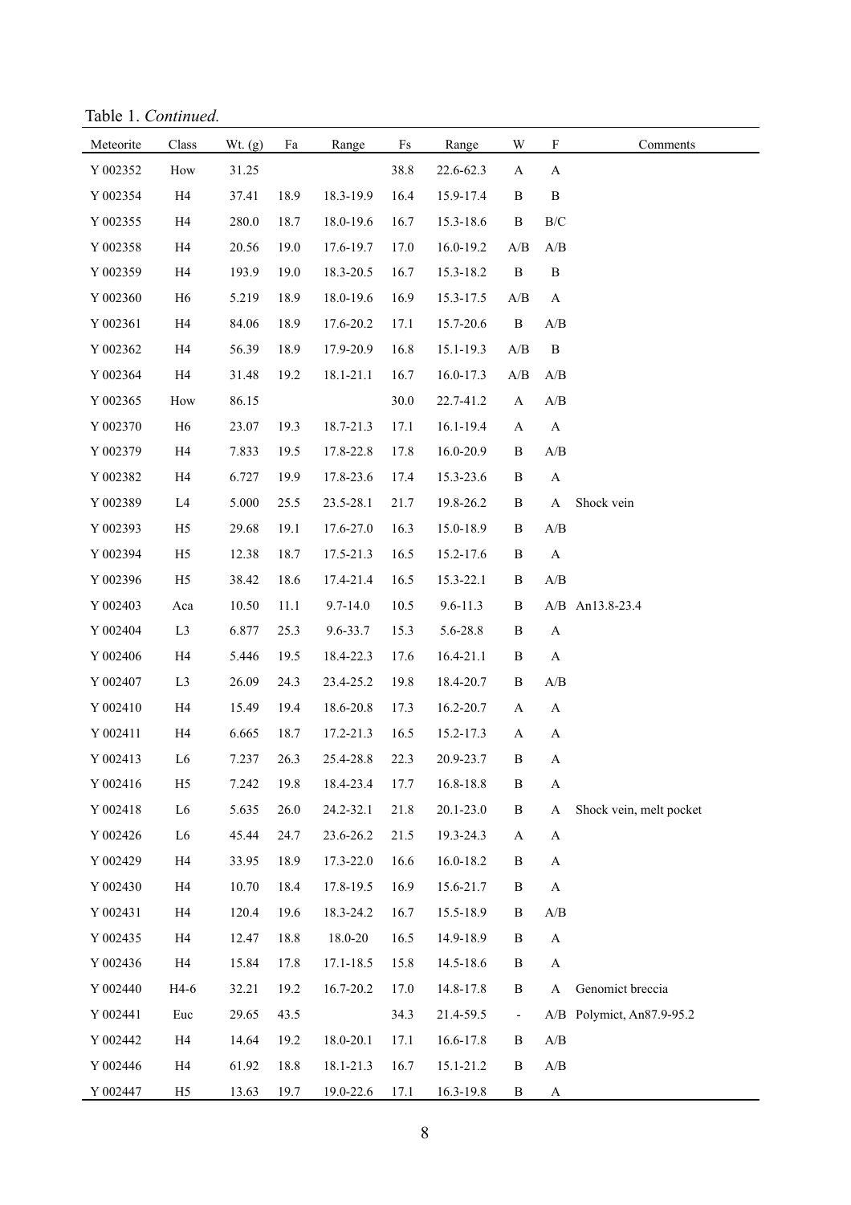Table 1. *Continued.*

| Meteorite | Class | Wt. (g) | Fa | Range | Fs | Range | W | F | Comments |
|---|---|---|---|---|---|---|---|---|---|
| Y 002352 | How | 31.25 | | | 38.8 | 22.6-62.3 | A | A | |
| Y 002354 | H4 | 37.41 | 18.9 | 18.3-19.9 | 16.4 | 15.9-17.4 | B | B | |
| Y 002355 | H4 | 280.0 | 18.7 | 18.0-19.6 | 16.7 | 15.3-18.6 | B | B/C | |
| Y 002358 | H4 | 20.56 | 19.0 | 17.6-19.7 | 17.0 | 16.0-19.2 | A/B | A/B | |
| Y 002359 | H4 | 193.9 | 19.0 | 18.3-20.5 | 16.7 | 15.3-18.2 | B | B | |
| Y 002360 | H6 | 5.219 | 18.9 | 18.0-19.6 | 16.9 | 15.3-17.5 | A/B | A | |
| Y 002361 | H4 | 84.06 | 18.9 | 17.6-20.2 | 17.1 | 15.7-20.6 | B | A/B | |
| Y 002362 | H4 | 56.39 | 18.9 | 17.9-20.9 | 16.8 | 15.1-19.3 | A/B | B | |
| Y 002364 | H4 | 31.48 | 19.2 | 18.1-21.1 | 16.7 | 16.0-17.3 | A/B | A/B | |
| Y 002365 | How | 86.15 | | | 30.0 | 22.7-41.2 | A | A/B | |
| Y 002370 | H6 | 23.07 | 19.3 | 18.7-21.3 | 17.1 | 16.1-19.4 | A | A | |
| Y 002379 | H4 | 7.833 | 19.5 | 17.8-22.8 | 17.8 | 16.0-20.9 | B | A/B | |
| Y 002382 | H4 | 6.727 | 19.9 | 17.8-23.6 | 17.4 | 15.3-23.6 | B | A | |
| Y 002389 | L4 | 5.000 | 25.5 | 23.5-28.1 | 21.7 | 19.8-26.2 | B | A | Shock vein |
| Y 002393 | H5 | 29.68 | 19.1 | 17.6-27.0 | 16.3 | 15.0-18.9 | B | A/B | |
| Y 002394 | H5 | 12.38 | 18.7 | 17.5-21.3 | 16.5 | 15.2-17.6 | B | A | |
| Y 002396 | H5 | 38.42 | 18.6 | 17.4-21.4 | 16.5 | 15.3-22.1 | B | A/B | |
| Y 002403 | Aca | 10.50 | 11.1 | 9.7-14.0 | 10.5 | 9.6-11.3 | B | A/B | An13.8-23.4 |
| Y 002404 | L3 | 6.877 | 25.3 | 9.6-33.7 | 15.3 | 5.6-28.8 | B | A | |
| Y 002406 | H4 | 5.446 | 19.5 | 18.4-22.3 | 17.6 | 16.4-21.1 | B | A | |
| Y 002407 | L3 | 26.09 | 24.3 | 23.4-25.2 | 19.8 | 18.4-20.7 | B | A/B | |
| Y 002410 | H4 | 15.49 | 19.4 | 18.6-20.8 | 17.3 | 16.2-20.7 | A | A | |
| Y 002411 | H4 | 6.665 | 18.7 | 17.2-21.3 | 16.5 | 15.2-17.3 | A | A | |
| Y 002413 | L6 | 7.237 | 26.3 | 25.4-28.8 | 22.3 | 20.9-23.7 | B | A | |
| Y 002416 | H5 | 7.242 | 19.8 | 18.4-23.4 | 17.7 | 16.8-18.8 | B | A | |
| Y 002418 | L6 | 5.635 | 26.0 | 24.2-32.1 | 21.8 | 20.1-23.0 | B | A | Shock vein, melt pocket |
| Y 002426 | L6 | 45.44 | 24.7 | 23.6-26.2 | 21.5 | 19.3-24.3 | A | A | |
| Y 002429 | H4 | 33.95 | 18.9 | 17.3-22.0 | 16.6 | 16.0-18.2 | B | A | |
| Y 002430 | H4 | 10.70 | 18.4 | 17.8-19.5 | 16.9 | 15.6-21.7 | B | A | |
| Y 002431 | H4 | 120.4 | 19.6 | 18.3-24.2 | 16.7 | 15.5-18.9 | B | A/B | |
| Y 002435 | H4 | 12.47 | 18.8 | 18.0-20 | 16.5 | 14.9-18.9 | B | A | |
| Y 002436 | H4 | 15.84 | 17.8 | 17.1-18.5 | 15.8 | 14.5-18.6 | B | A | |
| Y 002440 | H4-6 | 32.21 | 19.2 | 16.7-20.2 | 17.0 | 14.8-17.8 | B | A | Genomict breccia |
| Y 002441 | Euc | 29.65 | 43.5 | | 34.3 | 21.4-59.5 | - | A/B | Polymict, An87.9-95.2 |
| Y 002442 | H4 | 14.64 | 19.2 | 18.0-20.1 | 17.1 | 16.6-17.8 | B | A/B | |
| Y 002446 | H4 | 61.92 | 18.8 | 18.1-21.3 | 16.7 | 15.1-21.2 | B | A/B | |
| Y 002447 | H5 | 13.63 | 19.7 | 19.0-22.6 | 17.1 | 16.3-19.8 | B | A | |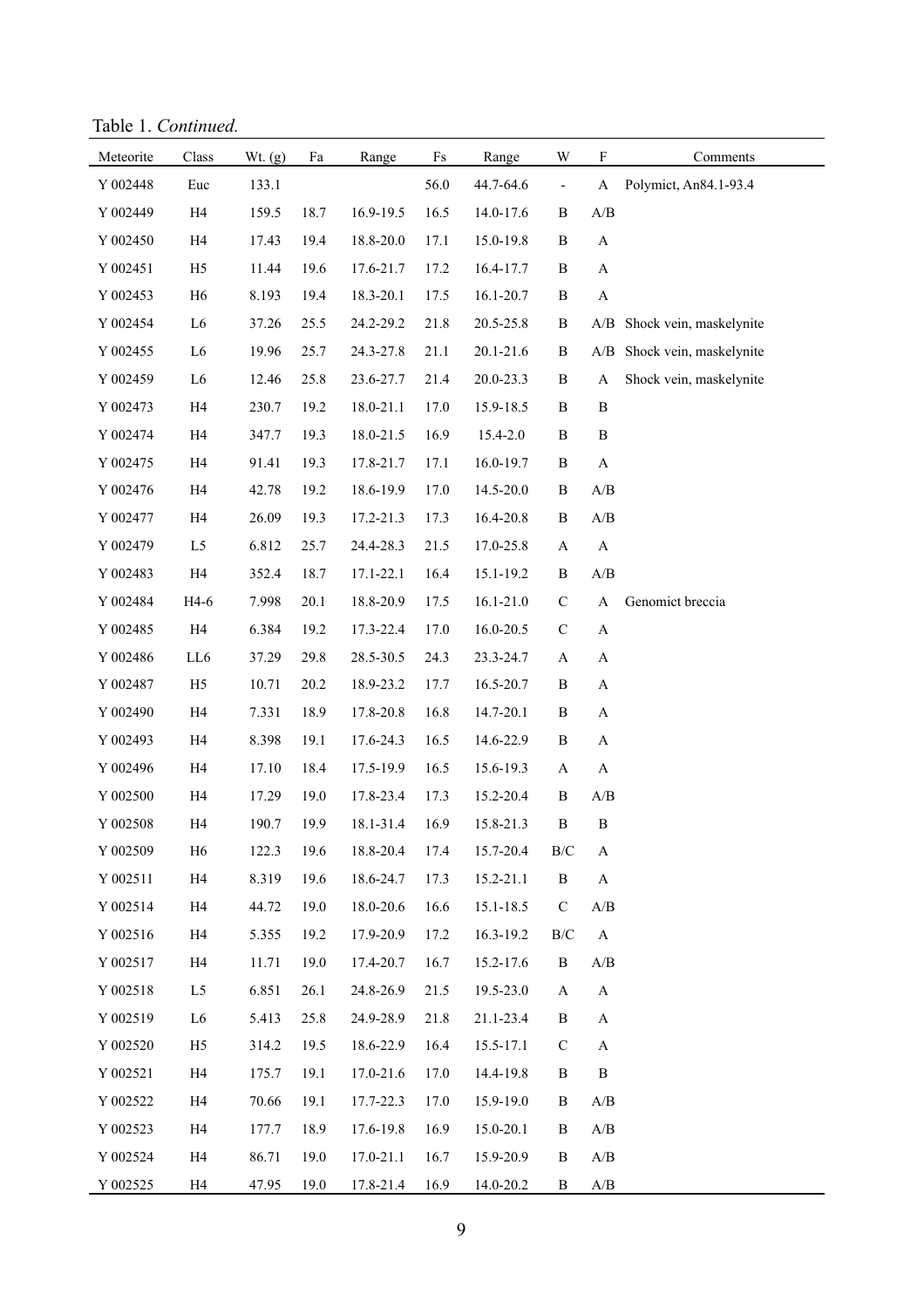Table 1. *Continued.*

| Meteorite | Class | Wt. (g) | Fa | Range | Fs | Range | W | F | Comments |
|---|---|---|---|---|---|---|---|---|---|
| Y 002448 | Euc | 133.1 | | | 56.0 | 44.7-64.6 | - | A | Polymict, An84.1-93.4 |
| Y 002449 | H4 | 159.5 | 18.7 | 16.9-19.5 | 16.5 | 14.0-17.6 | B | A/B | |
| Y 002450 | H4 | 17.43 | 19.4 | 18.8-20.0 | 17.1 | 15.0-19.8 | B | A | |
| Y 002451 | H5 | 11.44 | 19.6 | 17.6-21.7 | 17.2 | 16.4-17.7 | B | A | |
| Y 002453 | H6 | 8.193 | 19.4 | 18.3-20.1 | 17.5 | 16.1-20.7 | B | A | |
| Y 002454 | L6 | 37.26 | 25.5 | 24.2-29.2 | 21.8 | 20.5-25.8 | B | A/B | Shock vein, maskelynite |
| Y 002455 | L6 | 19.96 | 25.7 | 24.3-27.8 | 21.1 | 20.1-21.6 | B | A/B | Shock vein, maskelynite |
| Y 002459 | L6 | 12.46 | 25.8 | 23.6-27.7 | 21.4 | 20.0-23.3 | B | A | Shock vein, maskelynite |
| Y 002473 | H4 | 230.7 | 19.2 | 18.0-21.1 | 17.0 | 15.9-18.5 | B | B | |
| Y 002474 | H4 | 347.7 | 19.3 | 18.0-21.5 | 16.9 | 15.4-2.0 | B | B | |
| Y 002475 | H4 | 91.41 | 19.3 | 17.8-21.7 | 17.1 | 16.0-19.7 | B | A | |
| Y 002476 | H4 | 42.78 | 19.2 | 18.6-19.9 | 17.0 | 14.5-20.0 | B | A/B | |
| Y 002477 | H4 | 26.09 | 19.3 | 17.2-21.3 | 17.3 | 16.4-20.8 | B | A/B | |
| Y 002479 | L5 | 6.812 | 25.7 | 24.4-28.3 | 21.5 | 17.0-25.8 | A | A | |
| Y 002483 | H4 | 352.4 | 18.7 | 17.1-22.1 | 16.4 | 15.1-19.2 | B | A/B | |
| Y 002484 | H4-6 | 7.998 | 20.1 | 18.8-20.9 | 17.5 | 16.1-21.0 | C | A | Genomict breccia |
| Y 002485 | H4 | 6.384 | 19.2 | 17.3-22.4 | 17.0 | 16.0-20.5 | C | A | |
| Y 002486 | LL6 | 37.29 | 29.8 | 28.5-30.5 | 24.3 | 23.3-24.7 | A | A | |
| Y 002487 | H5 | 10.71 | 20.2 | 18.9-23.2 | 17.7 | 16.5-20.7 | B | A | |
| Y 002490 | H4 | 7.331 | 18.9 | 17.8-20.8 | 16.8 | 14.7-20.1 | B | A | |
| Y 002493 | H4 | 8.398 | 19.1 | 17.6-24.3 | 16.5 | 14.6-22.9 | B | A | |
| Y 002496 | H4 | 17.10 | 18.4 | 17.5-19.9 | 16.5 | 15.6-19.3 | A | A | |
| Y 002500 | H4 | 17.29 | 19.0 | 17.8-23.4 | 17.3 | 15.2-20.4 | B | A/B | |
| Y 002508 | H4 | 190.7 | 19.9 | 18.1-31.4 | 16.9 | 15.8-21.3 | B | B | |
| Y 002509 | H6 | 122.3 | 19.6 | 18.8-20.4 | 17.4 | 15.7-20.4 | B/C | A | |
| Y 002511 | H4 | 8.319 | 19.6 | 18.6-24.7 | 17.3 | 15.2-21.1 | B | A | |
| Y 002514 | H4 | 44.72 | 19.0 | 18.0-20.6 | 16.6 | 15.1-18.5 | C | A/B | |
| Y 002516 | H4 | 5.355 | 19.2 | 17.9-20.9 | 17.2 | 16.3-19.2 | B/C | A | |
| Y 002517 | H4 | 11.71 | 19.0 | 17.4-20.7 | 16.7 | 15.2-17.6 | B | A/B | |
| Y 002518 | L5 | 6.851 | 26.1 | 24.8-26.9 | 21.5 | 19.5-23.0 | A | A | |
| Y 002519 | L6 | 5.413 | 25.8 | 24.9-28.9 | 21.8 | 21.1-23.4 | B | A | |
| Y 002520 | H5 | 314.2 | 19.5 | 18.6-22.9 | 16.4 | 15.5-17.1 | C | A | |
| Y 002521 | H4 | 175.7 | 19.1 | 17.0-21.6 | 17.0 | 14.4-19.8 | B | B | |
| Y 002522 | H4 | 70.66 | 19.1 | 17.7-22.3 | 17.0 | 15.9-19.0 | B | A/B | |
| Y 002523 | H4 | 177.7 | 18.9 | 17.6-19.8 | 16.9 | 15.0-20.1 | B | A/B | |
| Y 002524 | H4 | 86.71 | 19.0 | 17.0-21.1 | 16.7 | 15.9-20.9 | B | A/B | |
| Y 002525 | H4 | 47.95 | 19.0 | 17.8-21.4 | 16.9 | 14.0-20.2 | B | A/B | |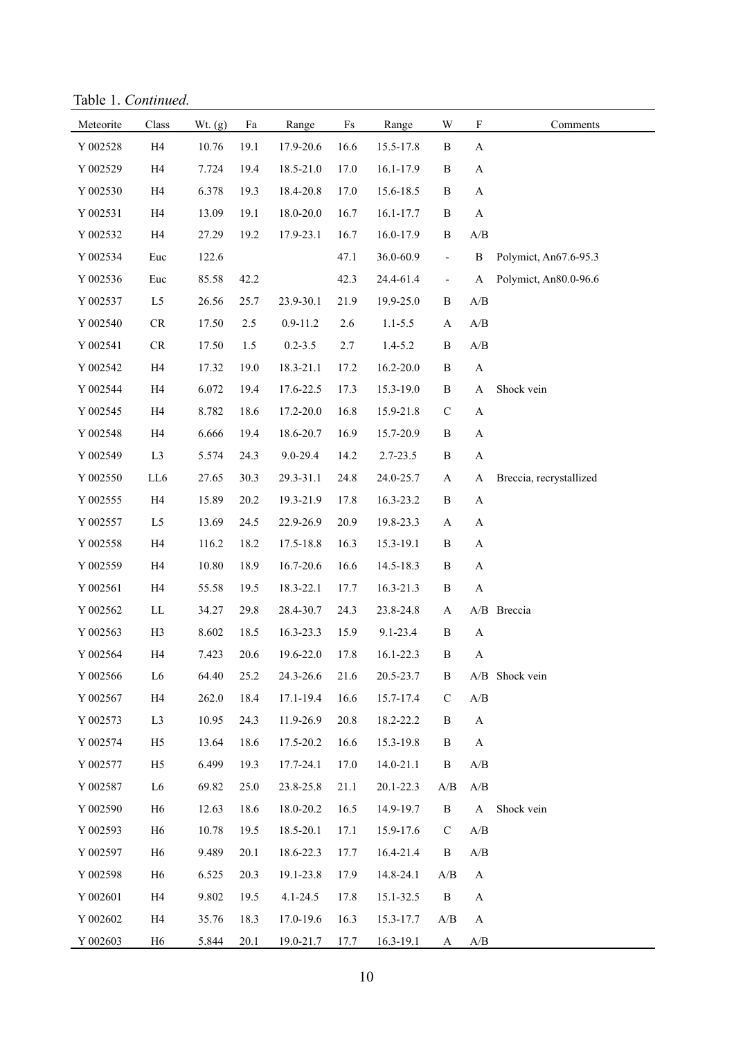Table 1. *Continued.*

| Meteorite | Class | Wt. (g) | Fa | Range | Fs | Range | W | F | Comments |
|---|---|---|---|---|---|---|---|---|---|
| Y 002528 | H4 | 10.76 | 19.1 | 17.9-20.6 | 16.6 | 15.5-17.8 | B | A | |
| Y 002529 | H4 | 7.724 | 19.4 | 18.5-21.0 | 17.0 | 16.1-17.9 | B | A | |
| Y 002530 | H4 | 6.378 | 19.3 | 18.4-20.8 | 17.0 | 15.6-18.5 | B | A | |
| Y 002531 | H4 | 13.09 | 19.1 | 18.0-20.0 | 16.7 | 16.1-17.7 | B | A | |
| Y 002532 | H4 | 27.29 | 19.2 | 17.9-23.1 | 16.7 | 16.0-17.9 | B | A/B | |
| Y 002534 | Euc | 122.6 | | | 47.1 | 36.0-60.9 | - | B | Polymict, An67.6-95.3 |
| Y 002536 | Euc | 85.58 | 42.2 | | 42.3 | 24.4-61.4 | - | A | Polymict, An80.0-96.6 |
| Y 002537 | L5 | 26.56 | 25.7 | 23.9-30.1 | 21.9 | 19.9-25.0 | B | A/B | |
| Y 002540 | CR | 17.50 | 2.5 | 0.9-11.2 | 2.6 | 1.1-5.5 | A | A/B | |
| Y 002541 | CR | 17.50 | 1.5 | 0.2-3.5 | 2.7 | 1.4-5.2 | B | A/B | |
| Y 002542 | H4 | 17.32 | 19.0 | 18.3-21.1 | 17.2 | 16.2-20.0 | B | A | |
| Y 002544 | H4 | 6.072 | 19.4 | 17.6-22.5 | 17.3 | 15.3-19.0 | B | A | Shock vein |
| Y 002545 | H4 | 8.782 | 18.6 | 17.2-20.0 | 16.8 | 15.9-21.8 | C | A | |
| Y 002548 | H4 | 6.666 | 19.4 | 18.6-20.7 | 16.9 | 15.7-20.9 | B | A | |
| Y 002549 | L3 | 5.574 | 24.3 | 9.0-29.4 | 14.2 | 2.7-23.5 | B | A | |
| Y 002550 | LL6 | 27.65 | 30.3 | 29.3-31.1 | 24.8 | 24.0-25.7 | A | A | Breccia, recrystallized |
| Y 002555 | H4 | 15.89 | 20.2 | 19.3-21.9 | 17.8 | 16.3-23.2 | B | A | |
| Y 002557 | L5 | 13.69 | 24.5 | 22.9-26.9 | 20.9 | 19.8-23.3 | A | A | |
| Y 002558 | H4 | 116.2 | 18.2 | 17.5-18.8 | 16.3 | 15.3-19.1 | B | A | |
| Y 002559 | H4 | 10.80 | 18.9 | 16.7-20.6 | 16.6 | 14.5-18.3 | B | A | |
| Y 002561 | H4 | 55.58 | 19.5 | 18.3-22.1 | 17.7 | 16.3-21.3 | B | A | |
| Y 002562 | LL | 34.27 | 29.8 | 28.4-30.7 | 24.3 | 23.8-24.8 | A | A/B | Breccia |
| Y 002563 | H3 | 8.602 | 18.5 | 16.3-23.3 | 15.9 | 9.1-23.4 | B | A | |
| Y 002564 | H4 | 7.423 | 20.6 | 19.6-22.0 | 17.8 | 16.1-22.3 | B | A | |
| Y 002566 | L6 | 64.40 | 25.2 | 24.3-26.6 | 21.6 | 20.5-23.7 | B | A/B | Shock vein |
| Y 002567 | H4 | 262.0 | 18.4 | 17.1-19.4 | 16.6 | 15.7-17.4 | C | A/B | |
| Y 002573 | L3 | 10.95 | 24.3 | 11.9-26.9 | 20.8 | 18.2-22.2 | B | A | |
| Y 002574 | H5 | 13.64 | 18.6 | 17.5-20.2 | 16.6 | 15.3-19.8 | B | A | |
| Y 002577 | H5 | 6.499 | 19.3 | 17.7-24.1 | 17.0 | 14.0-21.1 | B | A/B | |
| Y 002587 | L6 | 69.82 | 25.0 | 23.8-25.8 | 21.1 | 20.1-22.3 | A/B | A/B | |
| Y 002590 | H6 | 12.63 | 18.6 | 18.0-20.2 | 16.5 | 14.9-19.7 | B | A | Shock vein |
| Y 002593 | H6 | 10.78 | 19.5 | 18.5-20.1 | 17.1 | 15.9-17.6 | C | A/B | |
| Y 002597 | H6 | 9.489 | 20.1 | 18.6-22.3 | 17.7 | 16.4-21.4 | B | A/B | |
| Y 002598 | H6 | 6.525 | 20.3 | 19.1-23.8 | 17.9 | 14.8-24.1 | A/B | A | |
| Y 002601 | H4 | 9.802 | 19.5 | 4.1-24.5 | 17.8 | 15.1-32.5 | B | A | |
| Y 002602 | H4 | 35.76 | 18.3 | 17.0-19.6 | 16.3 | 15.3-17.7 | A/B | A | |
| Y 002603 | H6 | 5.844 | 20.1 | 19.0-21.7 | 17.7 | 16.3-19.1 | A | A/B | |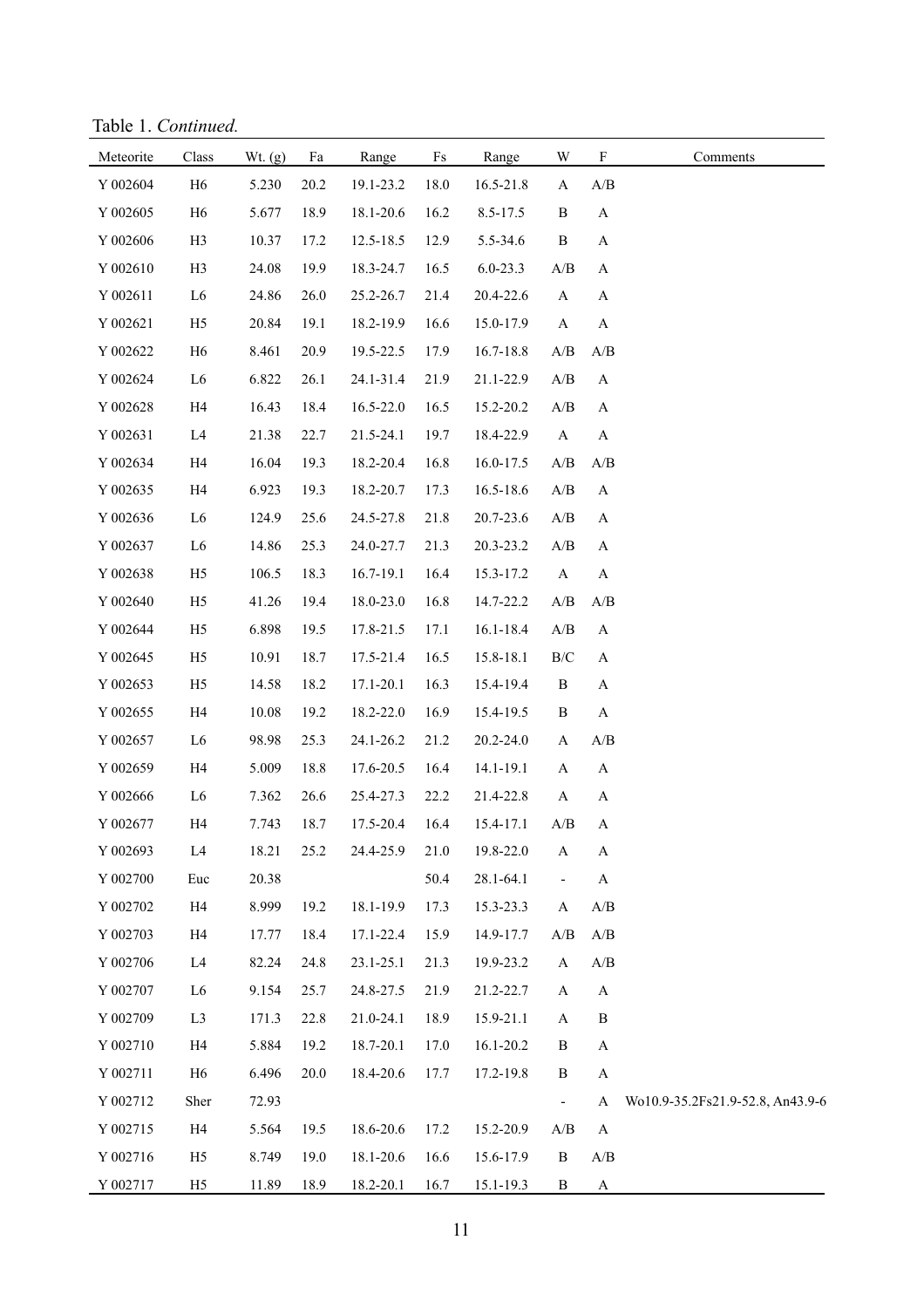Table 1. *Continued.*

| Meteorite | Class | Wt. (g) | Fa | Range | Fs | Range | W | F | Comments |
|---|---|---|---|---|---|---|---|---|---|
| Y 002604 | H6 | 5.230 | 20.2 | 19.1-23.2 | 18.0 | 16.5-21.8 | A | A/B | |
| Y 002605 | H6 | 5.677 | 18.9 | 18.1-20.6 | 16.2 | 8.5-17.5 | B | A | |
| Y 002606 | H3 | 10.37 | 17.2 | 12.5-18.5 | 12.9 | 5.5-34.6 | B | A | |
| Y 002610 | H3 | 24.08 | 19.9 | 18.3-24.7 | 16.5 | 6.0-23.3 | A/B | A | |
| Y 002611 | L6 | 24.86 | 26.0 | 25.2-26.7 | 21.4 | 20.4-22.6 | A | A | |
| Y 002621 | H5 | 20.84 | 19.1 | 18.2-19.9 | 16.6 | 15.0-17.9 | A | A | |
| Y 002622 | H6 | 8.461 | 20.9 | 19.5-22.5 | 17.9 | 16.7-18.8 | A/B | A/B | |
| Y 002624 | L6 | 6.822 | 26.1 | 24.1-31.4 | 21.9 | 21.1-22.9 | A/B | A | |
| Y 002628 | H4 | 16.43 | 18.4 | 16.5-22.0 | 16.5 | 15.2-20.2 | A/B | A | |
| Y 002631 | L4 | 21.38 | 22.7 | 21.5-24.1 | 19.7 | 18.4-22.9 | A | A | |
| Y 002634 | H4 | 16.04 | 19.3 | 18.2-20.4 | 16.8 | 16.0-17.5 | A/B | A/B | |
| Y 002635 | H4 | 6.923 | 19.3 | 18.2-20.7 | 17.3 | 16.5-18.6 | A/B | A | |
| Y 002636 | L6 | 124.9 | 25.6 | 24.5-27.8 | 21.8 | 20.7-23.6 | A/B | A | |
| Y 002637 | L6 | 14.86 | 25.3 | 24.0-27.7 | 21.3 | 20.3-23.2 | A/B | A | |
| Y 002638 | H5 | 106.5 | 18.3 | 16.7-19.1 | 16.4 | 15.3-17.2 | A | A | |
| Y 002640 | H5 | 41.26 | 19.4 | 18.0-23.0 | 16.8 | 14.7-22.2 | A/B | A/B | |
| Y 002644 | H5 | 6.898 | 19.5 | 17.8-21.5 | 17.1 | 16.1-18.4 | A/B | A | |
| Y 002645 | H5 | 10.91 | 18.7 | 17.5-21.4 | 16.5 | 15.8-18.1 | B/C | A | |
| Y 002653 | H5 | 14.58 | 18.2 | 17.1-20.1 | 16.3 | 15.4-19.4 | B | A | |
| Y 002655 | H4 | 10.08 | 19.2 | 18.2-22.0 | 16.9 | 15.4-19.5 | B | A | |
| Y 002657 | L6 | 98.98 | 25.3 | 24.1-26.2 | 21.2 | 20.2-24.0 | A | A/B | |
| Y 002659 | H4 | 5.009 | 18.8 | 17.6-20.5 | 16.4 | 14.1-19.1 | A | A | |
| Y 002666 | L6 | 7.362 | 26.6 | 25.4-27.3 | 22.2 | 21.4-22.8 | A | A | |
| Y 002677 | H4 | 7.743 | 18.7 | 17.5-20.4 | 16.4 | 15.4-17.1 | A/B | A | |
| Y 002693 | L4 | 18.21 | 25.2 | 24.4-25.9 | 21.0 | 19.8-22.0 | A | A | |
| Y 002700 | Euc | 20.38 | | | 50.4 | 28.1-64.1 | - | A | |
| Y 002702 | H4 | 8.999 | 19.2 | 18.1-19.9 | 17.3 | 15.3-23.3 | A | A/B | |
| Y 002703 | H4 | 17.77 | 18.4 | 17.1-22.4 | 15.9 | 14.9-17.7 | A/B | A/B | |
| Y 002706 | L4 | 82.24 | 24.8 | 23.1-25.1 | 21.3 | 19.9-23.2 | A | A/B | |
| Y 002707 | L6 | 9.154 | 25.7 | 24.8-27.5 | 21.9 | 21.2-22.7 | A | A | |
| Y 002709 | L3 | 171.3 | 22.8 | 21.0-24.1 | 18.9 | 15.9-21.1 | A | B | |
| Y 002710 | H4 | 5.884 | 19.2 | 18.7-20.1 | 17.0 | 16.1-20.2 | B | A | |
| Y 002711 | H6 | 6.496 | 20.0 | 18.4-20.6 | 17.7 | 17.2-19.8 | B | A | |
| Y 002712 | Sher | 72.93 | | | | | - | A | Wo10.9-35.2Fs21.9-52.8, An43.9-6 |
| Y 002715 | H4 | 5.564 | 19.5 | 18.6-20.6 | 17.2 | 15.2-20.9 | A/B | A | |
| Y 002716 | H5 | 8.749 | 19.0 | 18.1-20.6 | 16.6 | 15.6-17.9 | B | A/B | |
| Y 002717 | H5 | 11.89 | 18.9 | 18.2-20.1 | 16.7 | 15.1-19.3 | B | A | |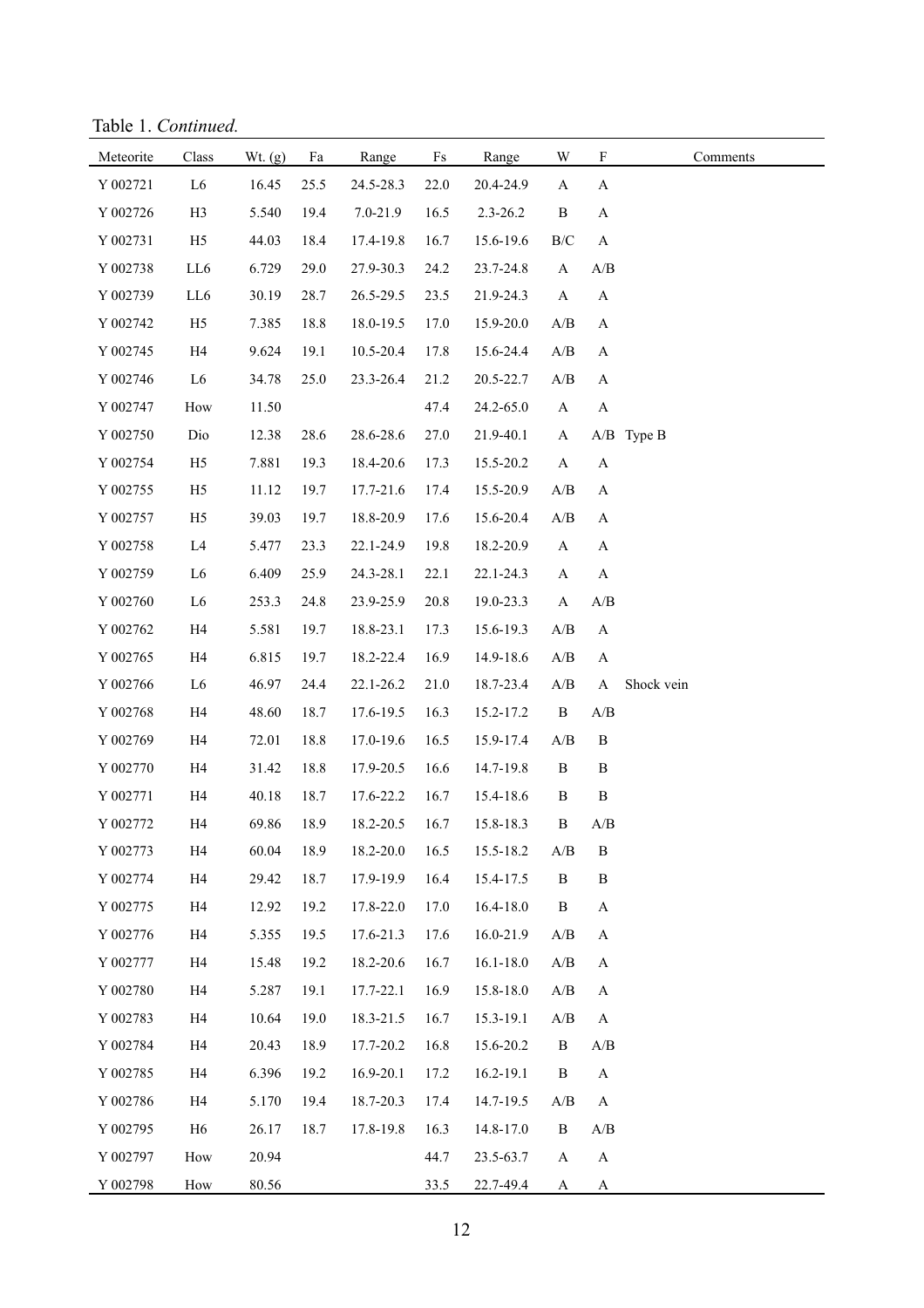Table 1. *Continued.*

| Meteorite | Class | Wt. (g) | Fa | Range | Fs | Range | W | F | Comments |
|---|---|---|---|---|---|---|---|---|---|
| Y 002721 | L6 | 16.45 | 25.5 | 24.5-28.3 | 22.0 | 20.4-24.9 | A | A | |
| Y 002726 | H3 | 5.540 | 19.4 | 7.0-21.9 | 16.5 | 2.3-26.2 | B | A | |
| Y 002731 | H5 | 44.03 | 18.4 | 17.4-19.8 | 16.7 | 15.6-19.6 | B/C | A | |
| Y 002738 | LL6 | 6.729 | 29.0 | 27.9-30.3 | 24.2 | 23.7-24.8 | A | A/B | |
| Y 002739 | LL6 | 30.19 | 28.7 | 26.5-29.5 | 23.5 | 21.9-24.3 | A | A | |
| Y 002742 | H5 | 7.385 | 18.8 | 18.0-19.5 | 17.0 | 15.9-20.0 | A/B | A | |
| Y 002745 | H4 | 9.624 | 19.1 | 10.5-20.4 | 17.8 | 15.6-24.4 | A/B | A | |
| Y 002746 | L6 | 34.78 | 25.0 | 23.3-26.4 | 21.2 | 20.5-22.7 | A/B | A | |
| Y 002747 | How | 11.50 | | | 47.4 | 24.2-65.0 | A | A | |
| Y 002750 | Dio | 12.38 | 28.6 | 28.6-28.6 | 27.0 | 21.9-40.1 | A | A/B | Type B |
| Y 002754 | H5 | 7.881 | 19.3 | 18.4-20.6 | 17.3 | 15.5-20.2 | A | A | |
| Y 002755 | H5 | 11.12 | 19.7 | 17.7-21.6 | 17.4 | 15.5-20.9 | A/B | A | |
| Y 002757 | H5 | 39.03 | 19.7 | 18.8-20.9 | 17.6 | 15.6-20.4 | A/B | A | |
| Y 002758 | L4 | 5.477 | 23.3 | 22.1-24.9 | 19.8 | 18.2-20.9 | A | A | |
| Y 002759 | L6 | 6.409 | 25.9 | 24.3-28.1 | 22.1 | 22.1-24.3 | A | A | |
| Y 002760 | L6 | 253.3 | 24.8 | 23.9-25.9 | 20.8 | 19.0-23.3 | A | A/B | |
| Y 002762 | H4 | 5.581 | 19.7 | 18.8-23.1 | 17.3 | 15.6-19.3 | A/B | A | |
| Y 002765 | H4 | 6.815 | 19.7 | 18.2-22.4 | 16.9 | 14.9-18.6 | A/B | A | |
| Y 002766 | L6 | 46.97 | 24.4 | 22.1-26.2 | 21.0 | 18.7-23.4 | A/B | A | Shock vein |
| Y 002768 | H4 | 48.60 | 18.7 | 17.6-19.5 | 16.3 | 15.2-17.2 | B | A/B | |
| Y 002769 | H4 | 72.01 | 18.8 | 17.0-19.6 | 16.5 | 15.9-17.4 | A/B | B | |
| Y 002770 | H4 | 31.42 | 18.8 | 17.9-20.5 | 16.6 | 14.7-19.8 | B | B | |
| Y 002771 | H4 | 40.18 | 18.7 | 17.6-22.2 | 16.7 | 15.4-18.6 | B | B | |
| Y 002772 | H4 | 69.86 | 18.9 | 18.2-20.5 | 16.7 | 15.8-18.3 | B | A/B | |
| Y 002773 | H4 | 60.04 | 18.9 | 18.2-20.0 | 16.5 | 15.5-18.2 | A/B | B | |
| Y 002774 | H4 | 29.42 | 18.7 | 17.9-19.9 | 16.4 | 15.4-17.5 | B | B | |
| Y 002775 | H4 | 12.92 | 19.2 | 17.8-22.0 | 17.0 | 16.4-18.0 | B | A | |
| Y 002776 | H4 | 5.355 | 19.5 | 17.6-21.3 | 17.6 | 16.0-21.9 | A/B | A | |
| Y 002777 | H4 | 15.48 | 19.2 | 18.2-20.6 | 16.7 | 16.1-18.0 | A/B | A | |
| Y 002780 | H4 | 5.287 | 19.1 | 17.7-22.1 | 16.9 | 15.8-18.0 | A/B | A | |
| Y 002783 | H4 | 10.64 | 19.0 | 18.3-21.5 | 16.7 | 15.3-19.1 | A/B | A | |
| Y 002784 | H4 | 20.43 | 18.9 | 17.7-20.2 | 16.8 | 15.6-20.2 | B | A/B | |
| Y 002785 | H4 | 6.396 | 19.2 | 16.9-20.1 | 17.2 | 16.2-19.1 | B | A | |
| Y 002786 | H4 | 5.170 | 19.4 | 18.7-20.3 | 17.4 | 14.7-19.5 | A/B | A | |
| Y 002795 | H6 | 26.17 | 18.7 | 17.8-19.8 | 16.3 | 14.8-17.0 | B | A/B | |
| Y 002797 | How | 20.94 | | | 44.7 | 23.5-63.7 | A | A | |
| Y 002798 | How | 80.56 | | | 33.5 | 22.7-49.4 | A | A | |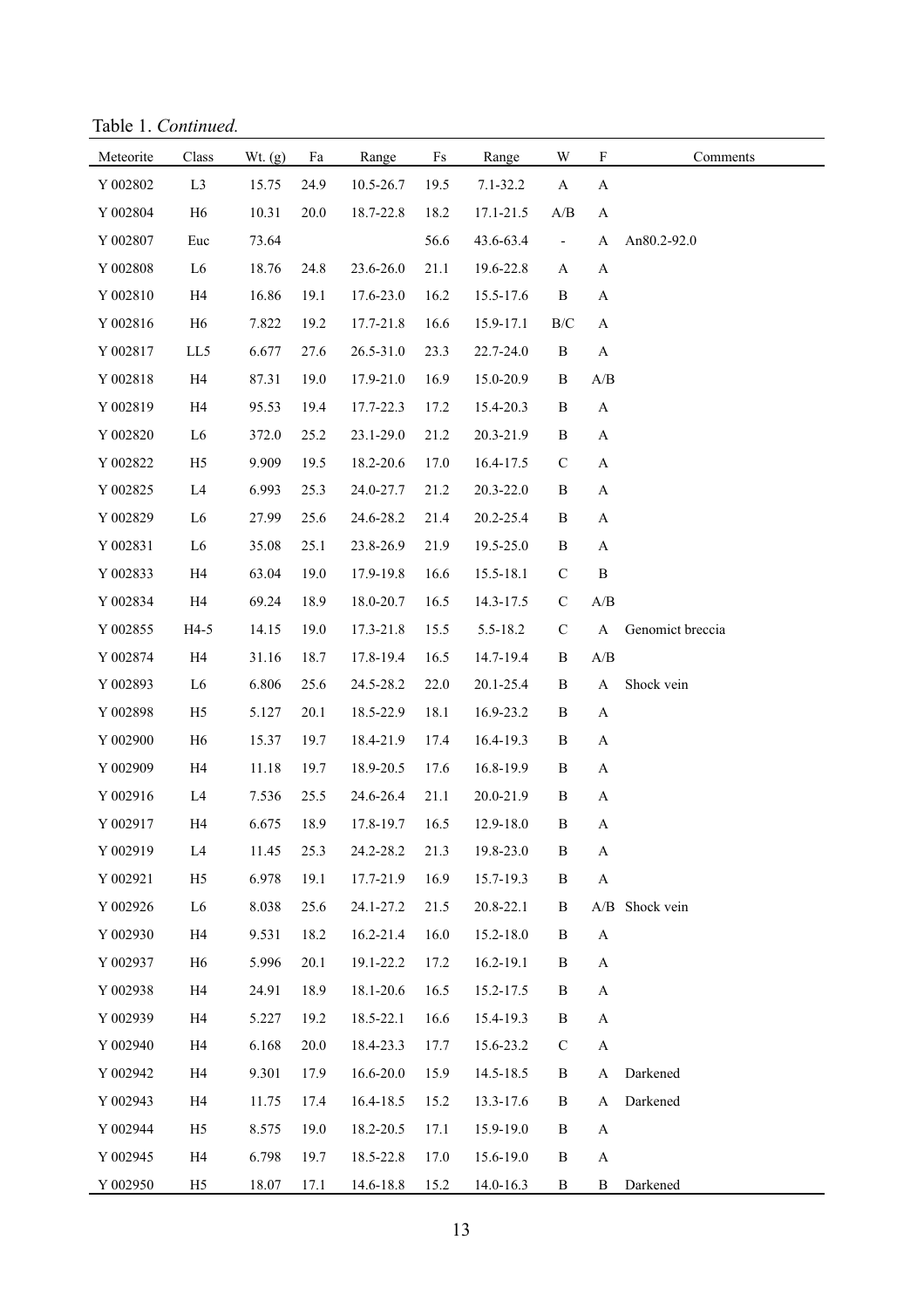Table 1. *Continued.*

| Meteorite | Class | Wt. (g) | Fa | Range | Fs | Range | W | F | Comments |
|---|---|---|---|---|---|---|---|---|---|
| Y 002802 | L3 | 15.75 | 24.9 | 10.5-26.7 | 19.5 | 7.1-32.2 | A | A | |
| Y 002804 | H6 | 10.31 | 20.0 | 18.7-22.8 | 18.2 | 17.1-21.5 | A/B | A | |
| Y 002807 | Euc | 73.64 | | | 56.6 | 43.6-63.4 | - | A | An80.2-92.0 |
| Y 002808 | L6 | 18.76 | 24.8 | 23.6-26.0 | 21.1 | 19.6-22.8 | A | A | |
| Y 002810 | H4 | 16.86 | 19.1 | 17.6-23.0 | 16.2 | 15.5-17.6 | B | A | |
| Y 002816 | H6 | 7.822 | 19.2 | 17.7-21.8 | 16.6 | 15.9-17.1 | B/C | A | |
| Y 002817 | LL5 | 6.677 | 27.6 | 26.5-31.0 | 23.3 | 22.7-24.0 | B | A | |
| Y 002818 | H4 | 87.31 | 19.0 | 17.9-21.0 | 16.9 | 15.0-20.9 | B | A/B | |
| Y 002819 | H4 | 95.53 | 19.4 | 17.7-22.3 | 17.2 | 15.4-20.3 | B | A | |
| Y 002820 | L6 | 372.0 | 25.2 | 23.1-29.0 | 21.2 | 20.3-21.9 | B | A | |
| Y 002822 | H5 | 9.909 | 19.5 | 18.2-20.6 | 17.0 | 16.4-17.5 | C | A | |
| Y 002825 | L4 | 6.993 | 25.3 | 24.0-27.7 | 21.2 | 20.3-22.0 | B | A | |
| Y 002829 | L6 | 27.99 | 25.6 | 24.6-28.2 | 21.4 | 20.2-25.4 | B | A | |
| Y 002831 | L6 | 35.08 | 25.1 | 23.8-26.9 | 21.9 | 19.5-25.0 | B | A | |
| Y 002833 | H4 | 63.04 | 19.0 | 17.9-19.8 | 16.6 | 15.5-18.1 | C | B | |
| Y 002834 | H4 | 69.24 | 18.9 | 18.0-20.7 | 16.5 | 14.3-17.5 | C | A/B | |
| Y 002855 | H4-5 | 14.15 | 19.0 | 17.3-21.8 | 15.5 | 5.5-18.2 | C | A | Genomict breccia |
| Y 002874 | H4 | 31.16 | 18.7 | 17.8-19.4 | 16.5 | 14.7-19.4 | B | A/B | |
| Y 002893 | L6 | 6.806 | 25.6 | 24.5-28.2 | 22.0 | 20.1-25.4 | B | A | Shock vein |
| Y 002898 | H5 | 5.127 | 20.1 | 18.5-22.9 | 18.1 | 16.9-23.2 | B | A | |
| Y 002900 | H6 | 15.37 | 19.7 | 18.4-21.9 | 17.4 | 16.4-19.3 | B | A | |
| Y 002909 | H4 | 11.18 | 19.7 | 18.9-20.5 | 17.6 | 16.8-19.9 | B | A | |
| Y 002916 | L4 | 7.536 | 25.5 | 24.6-26.4 | 21.1 | 20.0-21.9 | B | A | |
| Y 002917 | H4 | 6.675 | 18.9 | 17.8-19.7 | 16.5 | 12.9-18.0 | B | A | |
| Y 002919 | L4 | 11.45 | 25.3 | 24.2-28.2 | 21.3 | 19.8-23.0 | B | A | |
| Y 002921 | H5 | 6.978 | 19.1 | 17.7-21.9 | 16.9 | 15.7-19.3 | B | A | |
| Y 002926 | L6 | 8.038 | 25.6 | 24.1-27.2 | 21.5 | 20.8-22.1 | B | A/B | Shock vein |
| Y 002930 | H4 | 9.531 | 18.2 | 16.2-21.4 | 16.0 | 15.2-18.0 | B | A | |
| Y 002937 | H6 | 5.996 | 20.1 | 19.1-22.2 | 17.2 | 16.2-19.1 | B | A | |
| Y 002938 | H4 | 24.91 | 18.9 | 18.1-20.6 | 16.5 | 15.2-17.5 | B | A | |
| Y 002939 | H4 | 5.227 | 19.2 | 18.5-22.1 | 16.6 | 15.4-19.3 | B | A | |
| Y 002940 | H4 | 6.168 | 20.0 | 18.4-23.3 | 17.7 | 15.6-23.2 | C | A | |
| Y 002942 | H4 | 9.301 | 17.9 | 16.6-20.0 | 15.9 | 14.5-18.5 | B | A | Darkened |
| Y 002943 | H4 | 11.75 | 17.4 | 16.4-18.5 | 15.2 | 13.3-17.6 | B | A | Darkened |
| Y 002944 | H5 | 8.575 | 19.0 | 18.2-20.5 | 17.1 | 15.9-19.0 | B | A | |
| Y 002945 | H4 | 6.798 | 19.7 | 18.5-22.8 | 17.0 | 15.6-19.0 | B | A | |
| Y 002950 | H5 | 18.07 | 17.1 | 14.6-18.8 | 15.2 | 14.0-16.3 | B | B | Darkened |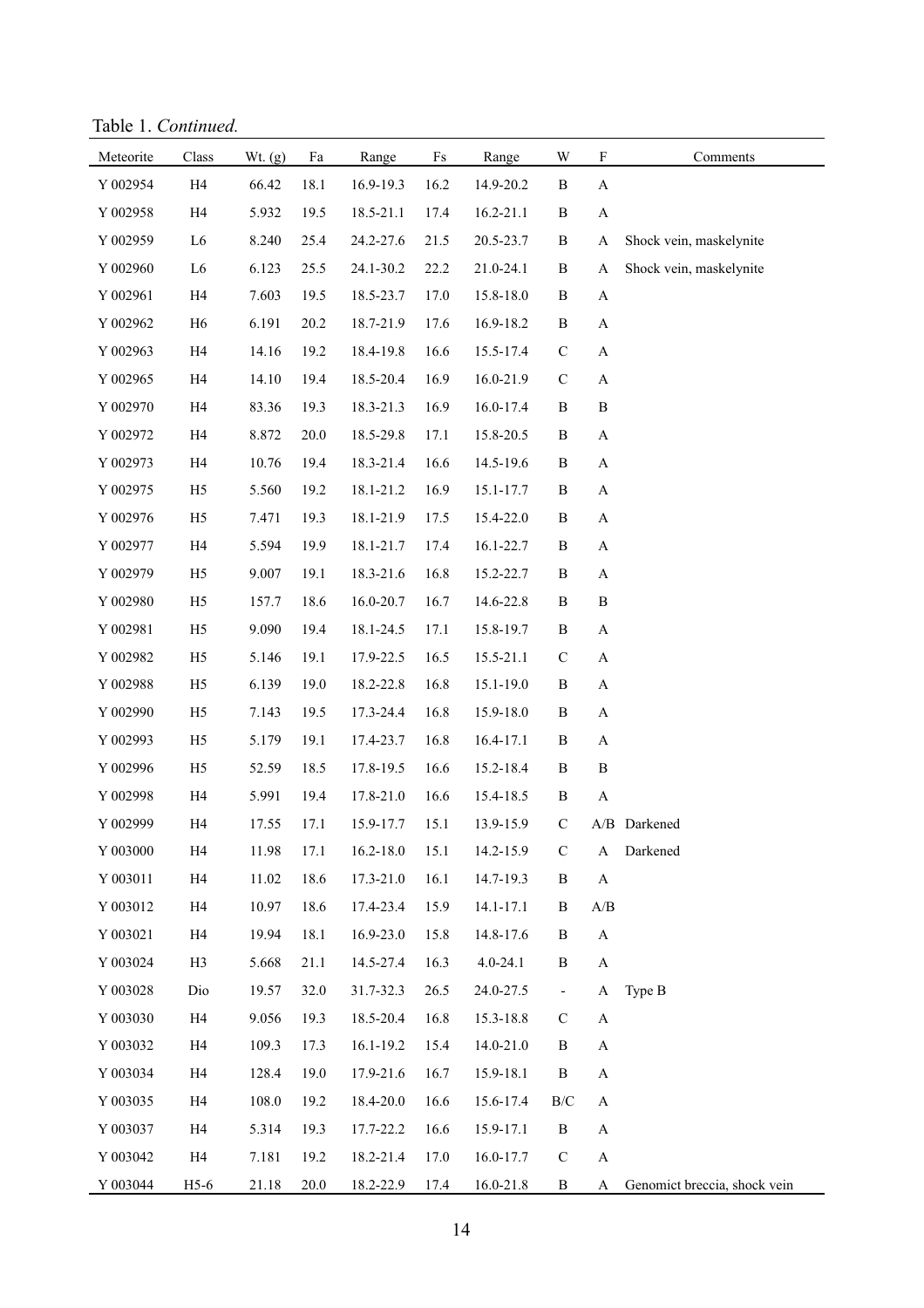Table 1. *Continued.*

| Meteorite | Class | Wt. (g) | Fa | Range | Fs | Range | W | F | Comments |
|---|---|---|---|---|---|---|---|---|---|
| Y 002954 | H4 | 66.42 | 18.1 | 16.9-19.3 | 16.2 | 14.9-20.2 | B | A | |
| Y 002958 | H4 | 5.932 | 19.5 | 18.5-21.1 | 17.4 | 16.2-21.1 | B | A | |
| Y 002959 | L6 | 8.240 | 25.4 | 24.2-27.6 | 21.5 | 20.5-23.7 | B | A | Shock vein, maskelynite |
| Y 002960 | L6 | 6.123 | 25.5 | 24.1-30.2 | 22.2 | 21.0-24.1 | B | A | Shock vein, maskelynite |
| Y 002961 | H4 | 7.603 | 19.5 | 18.5-23.7 | 17.0 | 15.8-18.0 | B | A | |
| Y 002962 | H6 | 6.191 | 20.2 | 18.7-21.9 | 17.6 | 16.9-18.2 | B | A | |
| Y 002963 | H4 | 14.16 | 19.2 | 18.4-19.8 | 16.6 | 15.5-17.4 | C | A | |
| Y 002965 | H4 | 14.10 | 19.4 | 18.5-20.4 | 16.9 | 16.0-21.9 | C | A | |
| Y 002970 | H4 | 83.36 | 19.3 | 18.3-21.3 | 16.9 | 16.0-17.4 | B | B | |
| Y 002972 | H4 | 8.872 | 20.0 | 18.5-29.8 | 17.1 | 15.8-20.5 | B | A | |
| Y 002973 | H4 | 10.76 | 19.4 | 18.3-21.4 | 16.6 | 14.5-19.6 | B | A | |
| Y 002975 | H5 | 5.560 | 19.2 | 18.1-21.2 | 16.9 | 15.1-17.7 | B | A | |
| Y 002976 | H5 | 7.471 | 19.3 | 18.1-21.9 | 17.5 | 15.4-22.0 | B | A | |
| Y 002977 | H4 | 5.594 | 19.9 | 18.1-21.7 | 17.4 | 16.1-22.7 | B | A | |
| Y 002979 | H5 | 9.007 | 19.1 | 18.3-21.6 | 16.8 | 15.2-22.7 | B | A | |
| Y 002980 | H5 | 157.7 | 18.6 | 16.0-20.7 | 16.7 | 14.6-22.8 | B | B | |
| Y 002981 | H5 | 9.090 | 19.4 | 18.1-24.5 | 17.1 | 15.8-19.7 | B | A | |
| Y 002982 | H5 | 5.146 | 19.1 | 17.9-22.5 | 16.5 | 15.5-21.1 | C | A | |
| Y 002988 | H5 | 6.139 | 19.0 | 18.2-22.8 | 16.8 | 15.1-19.0 | B | A | |
| Y 002990 | H5 | 7.143 | 19.5 | 17.3-24.4 | 16.8 | 15.9-18.0 | B | A | |
| Y 002993 | H5 | 5.179 | 19.1 | 17.4-23.7 | 16.8 | 16.4-17.1 | B | A | |
| Y 002996 | H5 | 52.59 | 18.5 | 17.8-19.5 | 16.6 | 15.2-18.4 | B | B | |
| Y 002998 | H4 | 5.991 | 19.4 | 17.8-21.0 | 16.6 | 15.4-18.5 | B | A | |
| Y 002999 | H4 | 17.55 | 17.1 | 15.9-17.7 | 15.1 | 13.9-15.9 | C | A/B | Darkened |
| Y 003000 | H4 | 11.98 | 17.1 | 16.2-18.0 | 15.1 | 14.2-15.9 | C | A | Darkened |
| Y 003011 | H4 | 11.02 | 18.6 | 17.3-21.0 | 16.1 | 14.7-19.3 | B | A | |
| Y 003012 | H4 | 10.97 | 18.6 | 17.4-23.4 | 15.9 | 14.1-17.1 | B | A/B | |
| Y 003021 | H4 | 19.94 | 18.1 | 16.9-23.0 | 15.8 | 14.8-17.6 | B | A | |
| Y 003024 | H3 | 5.668 | 21.1 | 14.5-27.4 | 16.3 | 4.0-24.1 | B | A | |
| Y 003028 | Dio | 19.57 | 32.0 | 31.7-32.3 | 26.5 | 24.0-27.5 | - | A | Type B |
| Y 003030 | H4 | 9.056 | 19.3 | 18.5-20.4 | 16.8 | 15.3-18.8 | C | A | |
| Y 003032 | H4 | 109.3 | 17.3 | 16.1-19.2 | 15.4 | 14.0-21.0 | B | A | |
| Y 003034 | H4 | 128.4 | 19.0 | 17.9-21.6 | 16.7 | 15.9-18.1 | B | A | |
| Y 003035 | H4 | 108.0 | 19.2 | 18.4-20.0 | 16.6 | 15.6-17.4 | B/C | A | |
| Y 003037 | H4 | 5.314 | 19.3 | 17.7-22.2 | 16.6 | 15.9-17.1 | B | A | |
| Y 003042 | H4 | 7.181 | 19.2 | 18.2-21.4 | 17.0 | 16.0-17.7 | C | A | |
| Y 003044 | H5-6 | 21.18 | 20.0 | 18.2-22.9 | 17.4 | 16.0-21.8 | B | A | Genomict breccia, shock vein |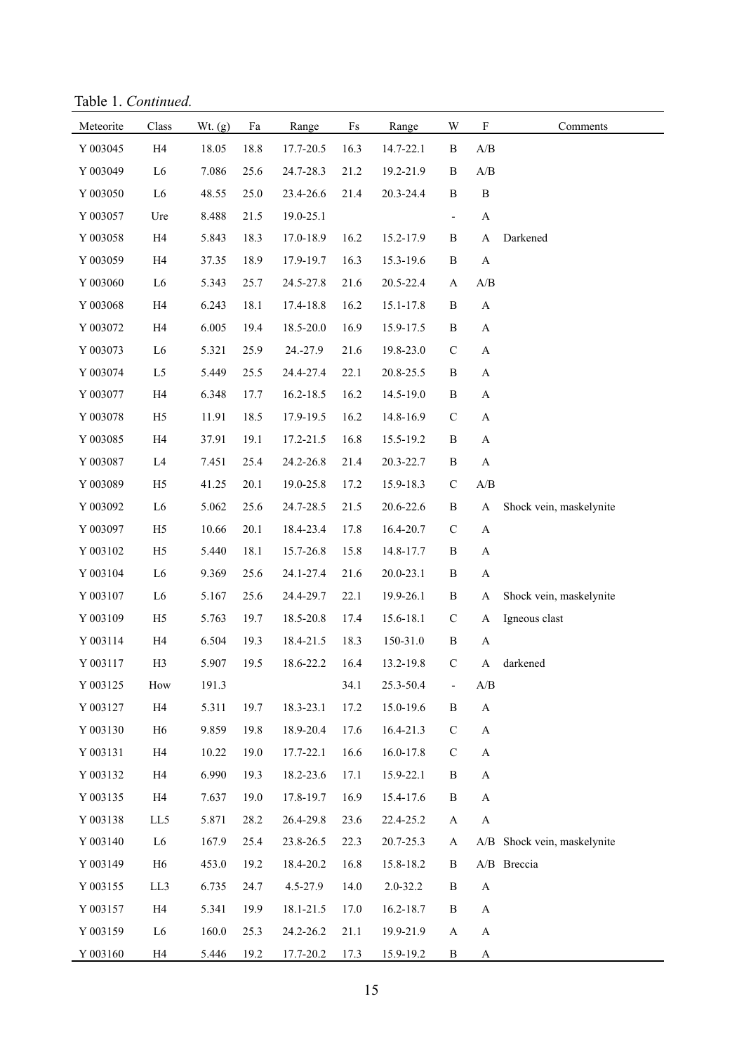Table 1. *Continued.*

| Meteorite | Class | Wt. (g) | Fa | Range | Fs | Range | W | F | Comments |
|---|---|---|---|---|---|---|---|---|---|
| Y 003045 | H4 | 18.05 | 18.8 | 17.7-20.5 | 16.3 | 14.7-22.1 | B | A/B | |
| Y 003049 | L6 | 7.086 | 25.6 | 24.7-28.3 | 21.2 | 19.2-21.9 | B | A/B | |
| Y 003050 | L6 | 48.55 | 25.0 | 23.4-26.6 | 21.4 | 20.3-24.4 | B | B | |
| Y 003057 | Ure | 8.488 | 21.5 | 19.0-25.1 | | | - | A | |
| Y 003058 | H4 | 5.843 | 18.3 | 17.0-18.9 | 16.2 | 15.2-17.9 | B | A | Darkened |
| Y 003059 | H4 | 37.35 | 18.9 | 17.9-19.7 | 16.3 | 15.3-19.6 | B | A | |
| Y 003060 | L6 | 5.343 | 25.7 | 24.5-27.8 | 21.6 | 20.5-22.4 | A | A/B | |
| Y 003068 | H4 | 6.243 | 18.1 | 17.4-18.8 | 16.2 | 15.1-17.8 | B | A | |
| Y 003072 | H4 | 6.005 | 19.4 | 18.5-20.0 | 16.9 | 15.9-17.5 | B | A | |
| Y 003073 | L6 | 5.321 | 25.9 | 24.-27.9 | 21.6 | 19.8-23.0 | C | A | |
| Y 003074 | L5 | 5.449 | 25.5 | 24.4-27.4 | 22.1 | 20.8-25.5 | B | A | |
| Y 003077 | H4 | 6.348 | 17.7 | 16.2-18.5 | 16.2 | 14.5-19.0 | B | A | |
| Y 003078 | H5 | 11.91 | 18.5 | 17.9-19.5 | 16.2 | 14.8-16.9 | C | A | |
| Y 003085 | H4 | 37.91 | 19.1 | 17.2-21.5 | 16.8 | 15.5-19.2 | B | A | |
| Y 003087 | L4 | 7.451 | 25.4 | 24.2-26.8 | 21.4 | 20.3-22.7 | B | A | |
| Y 003089 | H5 | 41.25 | 20.1 | 19.0-25.8 | 17.2 | 15.9-18.3 | C | A/B | |
| Y 003092 | L6 | 5.062 | 25.6 | 24.7-28.5 | 21.5 | 20.6-22.6 | B | A | Shock vein, maskelynite |
| Y 003097 | H5 | 10.66 | 20.1 | 18.4-23.4 | 17.8 | 16.4-20.7 | C | A | |
| Y 003102 | H5 | 5.440 | 18.1 | 15.7-26.8 | 15.8 | 14.8-17.7 | B | A | |
| Y 003104 | L6 | 9.369 | 25.6 | 24.1-27.4 | 21.6 | 20.0-23.1 | B | A | |
| Y 003107 | L6 | 5.167 | 25.6 | 24.4-29.7 | 22.1 | 19.9-26.1 | B | A | Shock vein, maskelynite |
| Y 003109 | H5 | 5.763 | 19.7 | 18.5-20.8 | 17.4 | 15.6-18.1 | C | A | Igneous clast |
| Y 003114 | H4 | 6.504 | 19.3 | 18.4-21.5 | 18.3 | 150-31.0 | B | A | |
| Y 003117 | H3 | 5.907 | 19.5 | 18.6-22.2 | 16.4 | 13.2-19.8 | C | A | darkened |
| Y 003125 | How | 191.3 | | | 34.1 | 25.3-50.4 | - | A/B | |
| Y 003127 | H4 | 5.311 | 19.7 | 18.3-23.1 | 17.2 | 15.0-19.6 | B | A | |
| Y 003130 | H6 | 9.859 | 19.8 | 18.9-20.4 | 17.6 | 16.4-21.3 | C | A | |
| Y 003131 | H4 | 10.22 | 19.0 | 17.7-22.1 | 16.6 | 16.0-17.8 | C | A | |
| Y 003132 | H4 | 6.990 | 19.3 | 18.2-23.6 | 17.1 | 15.9-22.1 | B | A | |
| Y 003135 | H4 | 7.637 | 19.0 | 17.8-19.7 | 16.9 | 15.4-17.6 | B | A | |
| Y 003138 | LL5 | 5.871 | 28.2 | 26.4-29.8 | 23.6 | 22.4-25.2 | A | A | |
| Y 003140 | L6 | 167.9 | 25.4 | 23.8-26.5 | 22.3 | 20.7-25.3 | A | A/B | Shock vein, maskelynite |
| Y 003149 | H6 | 453.0 | 19.2 | 18.4-20.2 | 16.8 | 15.8-18.2 | B | A/B | Breccia |
| Y 003155 | LL3 | 6.735 | 24.7 | 4.5-27.9 | 14.0 | 2.0-32.2 | B | A | |
| Y 003157 | H4 | 5.341 | 19.9 | 18.1-21.5 | 17.0 | 16.2-18.7 | B | A | |
| Y 003159 | L6 | 160.0 | 25.3 | 24.2-26.2 | 21.1 | 19.9-21.9 | A | A | |
| Y 003160 | H4 | 5.446 | 19.2 | 17.7-20.2 | 17.3 | 15.9-19.2 | B | A | |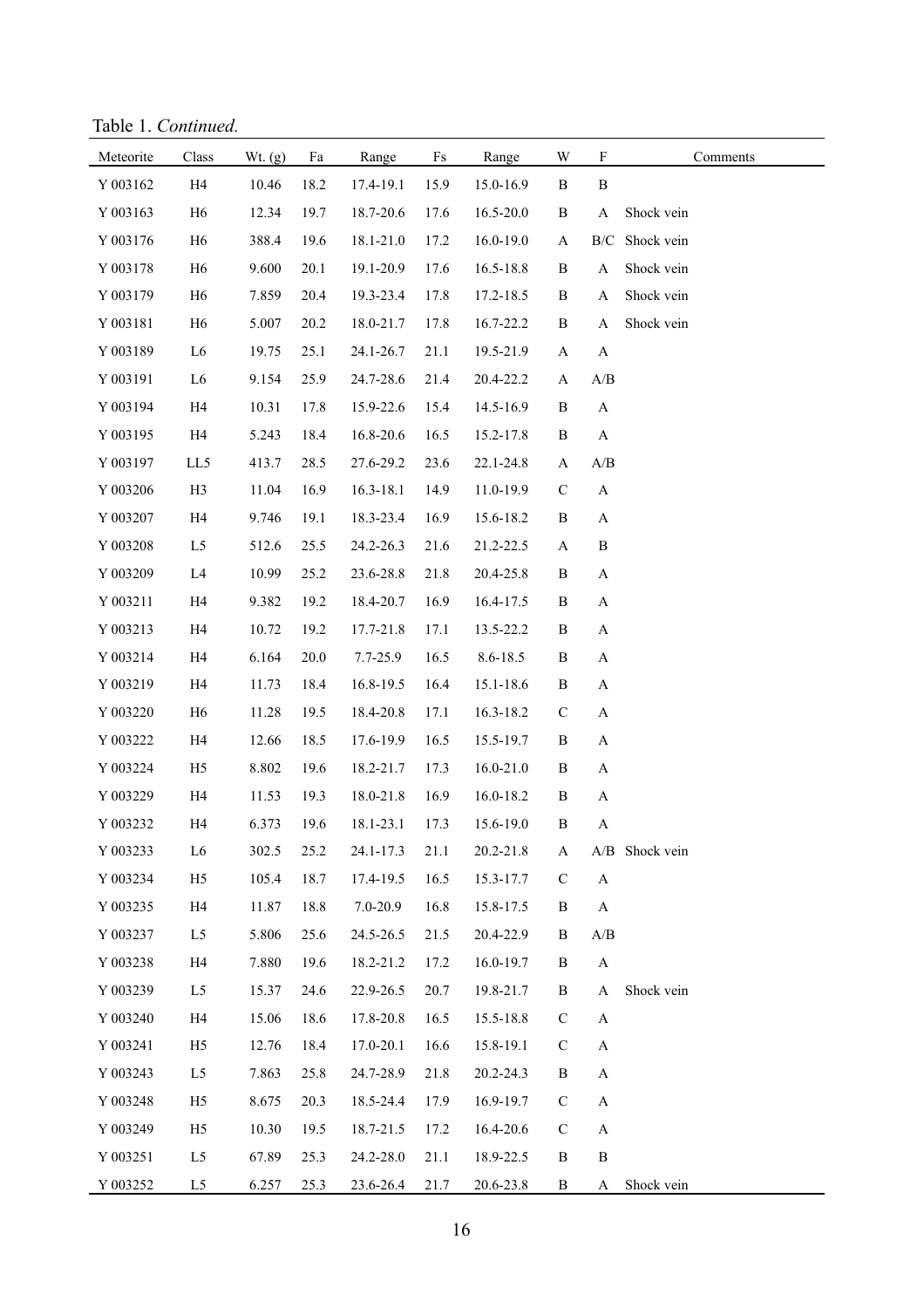Table 1. *Continued.*

| Meteorite | Class | Wt. (g) | Fa | Range | Fs | Range | W | F | Comments |
|---|---|---|---|---|---|---|---|---|---|
| Y 003162 | H4 | 10.46 | 18.2 | 17.4-19.1 | 15.9 | 15.0-16.9 | B | B | |
| Y 003163 | H6 | 12.34 | 19.7 | 18.7-20.6 | 17.6 | 16.5-20.0 | B | A | Shock vein |
| Y 003176 | H6 | 388.4 | 19.6 | 18.1-21.0 | 17.2 | 16.0-19.0 | A | B/C | Shock vein |
| Y 003178 | H6 | 9.600 | 20.1 | 19.1-20.9 | 17.6 | 16.5-18.8 | B | A | Shock vein |
| Y 003179 | H6 | 7.859 | 20.4 | 19.3-23.4 | 17.8 | 17.2-18.5 | B | A | Shock vein |
| Y 003181 | H6 | 5.007 | 20.2 | 18.0-21.7 | 17.8 | 16.7-22.2 | B | A | Shock vein |
| Y 003189 | L6 | 19.75 | 25.1 | 24.1-26.7 | 21.1 | 19.5-21.9 | A | A | |
| Y 003191 | L6 | 9.154 | 25.9 | 24.7-28.6 | 21.4 | 20.4-22.2 | A | A/B | |
| Y 003194 | H4 | 10.31 | 17.8 | 15.9-22.6 | 15.4 | 14.5-16.9 | B | A | |
| Y 003195 | H4 | 5.243 | 18.4 | 16.8-20.6 | 16.5 | 15.2-17.8 | B | A | |
| Y 003197 | LL5 | 413.7 | 28.5 | 27.6-29.2 | 23.6 | 22.1-24.8 | A | A/B | |
| Y 003206 | H3 | 11.04 | 16.9 | 16.3-18.1 | 14.9 | 11.0-19.9 | C | A | |
| Y 003207 | H4 | 9.746 | 19.1 | 18.3-23.4 | 16.9 | 15.6-18.2 | B | A | |
| Y 003208 | L5 | 512.6 | 25.5 | 24.2-26.3 | 21.6 | 21.2-22.5 | A | B | |
| Y 003209 | L4 | 10.99 | 25.2 | 23.6-28.8 | 21.8 | 20.4-25.8 | B | A | |
| Y 003211 | H4 | 9.382 | 19.2 | 18.4-20.7 | 16.9 | 16.4-17.5 | B | A | |
| Y 003213 | H4 | 10.72 | 19.2 | 17.7-21.8 | 17.1 | 13.5-22.2 | B | A | |
| Y 003214 | H4 | 6.164 | 20.0 | 7.7-25.9 | 16.5 | 8.6-18.5 | B | A | |
| Y 003219 | H4 | 11.73 | 18.4 | 16.8-19.5 | 16.4 | 15.1-18.6 | B | A | |
| Y 003220 | H6 | 11.28 | 19.5 | 18.4-20.8 | 17.1 | 16.3-18.2 | C | A | |
| Y 003222 | H4 | 12.66 | 18.5 | 17.6-19.9 | 16.5 | 15.5-19.7 | B | A | |
| Y 003224 | H5 | 8.802 | 19.6 | 18.2-21.7 | 17.3 | 16.0-21.0 | B | A | |
| Y 003229 | H4 | 11.53 | 19.3 | 18.0-21.8 | 16.9 | 16.0-18.2 | B | A | |
| Y 003232 | H4 | 6.373 | 19.6 | 18.1-23.1 | 17.3 | 15.6-19.0 | B | A | |
| Y 003233 | L6 | 302.5 | 25.2 | 24.1-17.3 | 21.1 | 20.2-21.8 | A | A/B | Shock vein |
| Y 003234 | H5 | 105.4 | 18.7 | 17.4-19.5 | 16.5 | 15.3-17.7 | C | A | |
| Y 003235 | H4 | 11.87 | 18.8 | 7.0-20.9 | 16.8 | 15.8-17.5 | B | A | |
| Y 003237 | L5 | 5.806 | 25.6 | 24.5-26.5 | 21.5 | 20.4-22.9 | B | A/B | |
| Y 003238 | H4 | 7.880 | 19.6 | 18.2-21.2 | 17.2 | 16.0-19.7 | B | A | |
| Y 003239 | L5 | 15.37 | 24.6 | 22.9-26.5 | 20.7 | 19.8-21.7 | B | A | Shock vein |
| Y 003240 | H4 | 15.06 | 18.6 | 17.8-20.8 | 16.5 | 15.5-18.8 | C | A | |
| Y 003241 | H5 | 12.76 | 18.4 | 17.0-20.1 | 16.6 | 15.8-19.1 | C | A | |
| Y 003243 | L5 | 7.863 | 25.8 | 24.7-28.9 | 21.8 | 20.2-24.3 | B | A | |
| Y 003248 | H5 | 8.675 | 20.3 | 18.5-24.4 | 17.9 | 16.9-19.7 | C | A | |
| Y 003249 | H5 | 10.30 | 19.5 | 18.7-21.5 | 17.2 | 16.4-20.6 | C | A | |
| Y 003251 | L5 | 67.89 | 25.3 | 24.2-28.0 | 21.1 | 18.9-22.5 | B | B | |
| Y 003252 | L5 | 6.257 | 25.3 | 23.6-26.4 | 21.7 | 20.6-23.8 | B | A | Shock vein |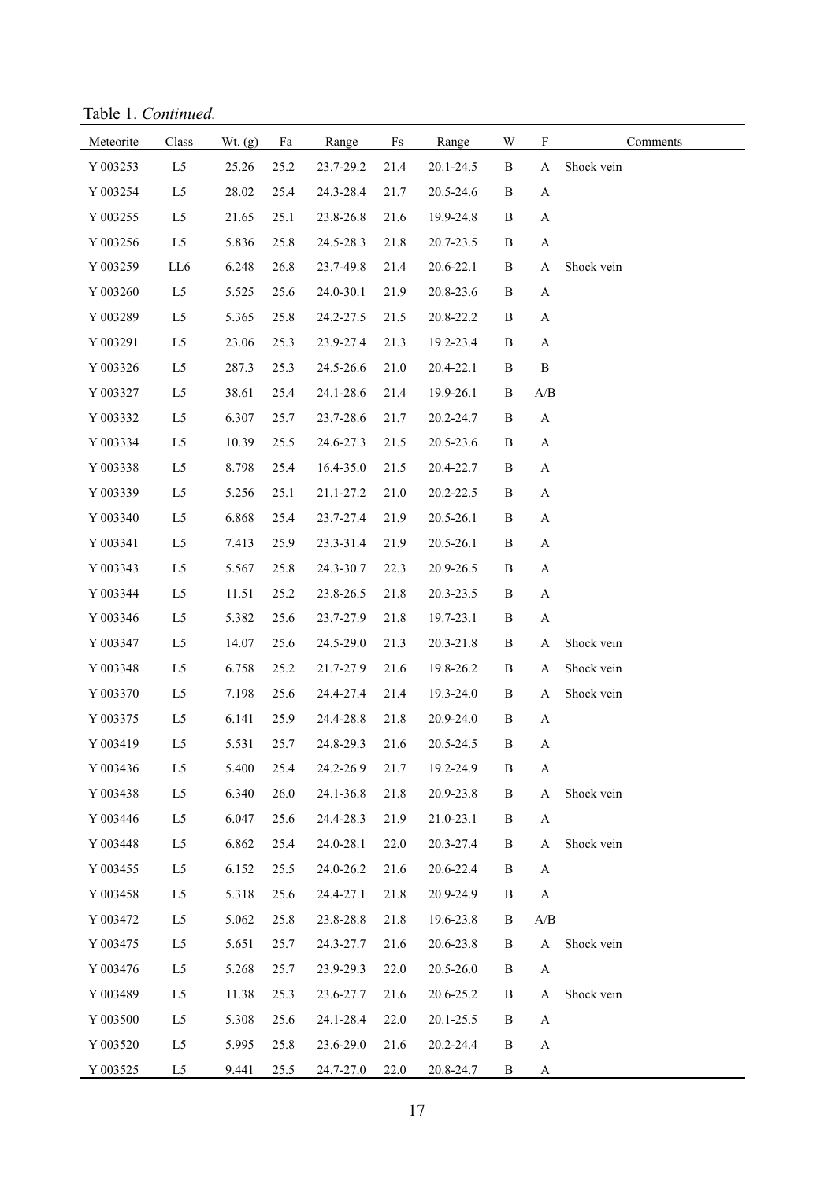Table 1. *Continued.*

| Meteorite | Class | Wt. (g) | Fa | Range | Fs | Range | W | F | Comments |
|---|---|---|---|---|---|---|---|---|---|
| Y 003253 | L5 | 25.26 | 25.2 | 23.7-29.2 | 21.4 | 20.1-24.5 | B | A | Shock vein |
| Y 003254 | L5 | 28.02 | 25.4 | 24.3-28.4 | 21.7 | 20.5-24.6 | B | A | |
| Y 003255 | L5 | 21.65 | 25.1 | 23.8-26.8 | 21.6 | 19.9-24.8 | B | A | |
| Y 003256 | L5 | 5.836 | 25.8 | 24.5-28.3 | 21.8 | 20.7-23.5 | B | A | |
| Y 003259 | LL6 | 6.248 | 26.8 | 23.7-49.8 | 21.4 | 20.6-22.1 | B | A | Shock vein |
| Y 003260 | L5 | 5.525 | 25.6 | 24.0-30.1 | 21.9 | 20.8-23.6 | B | A | |
| Y 003289 | L5 | 5.365 | 25.8 | 24.2-27.5 | 21.5 | 20.8-22.2 | B | A | |
| Y 003291 | L5 | 23.06 | 25.3 | 23.9-27.4 | 21.3 | 19.2-23.4 | B | A | |
| Y 003326 | L5 | 287.3 | 25.3 | 24.5-26.6 | 21.0 | 20.4-22.1 | B | B | |
| Y 003327 | L5 | 38.61 | 25.4 | 24.1-28.6 | 21.4 | 19.9-26.1 | B | A/B | |
| Y 003332 | L5 | 6.307 | 25.7 | 23.7-28.6 | 21.7 | 20.2-24.7 | B | A | |
| Y 003334 | L5 | 10.39 | 25.5 | 24.6-27.3 | 21.5 | 20.5-23.6 | B | A | |
| Y 003338 | L5 | 8.798 | 25.4 | 16.4-35.0 | 21.5 | 20.4-22.7 | B | A | |
| Y 003339 | L5 | 5.256 | 25.1 | 21.1-27.2 | 21.0 | 20.2-22.5 | B | A | |
| Y 003340 | L5 | 6.868 | 25.4 | 23.7-27.4 | 21.9 | 20.5-26.1 | B | A | |
| Y 003341 | L5 | 7.413 | 25.9 | 23.3-31.4 | 21.9 | 20.5-26.1 | B | A | |
| Y 003343 | L5 | 5.567 | 25.8 | 24.3-30.7 | 22.3 | 20.9-26.5 | B | A | |
| Y 003344 | L5 | 11.51 | 25.2 | 23.8-26.5 | 21.8 | 20.3-23.5 | B | A | |
| Y 003346 | L5 | 5.382 | 25.6 | 23.7-27.9 | 21.8 | 19.7-23.1 | B | A | |
| Y 003347 | L5 | 14.07 | 25.6 | 24.5-29.0 | 21.3 | 20.3-21.8 | B | A | Shock vein |
| Y 003348 | L5 | 6.758 | 25.2 | 21.7-27.9 | 21.6 | 19.8-26.2 | B | A | Shock vein |
| Y 003370 | L5 | 7.198 | 25.6 | 24.4-27.4 | 21.4 | 19.3-24.0 | B | A | Shock vein |
| Y 003375 | L5 | 6.141 | 25.9 | 24.4-28.8 | 21.8 | 20.9-24.0 | B | A | |
| Y 003419 | L5 | 5.531 | 25.7 | 24.8-29.3 | 21.6 | 20.5-24.5 | B | A | |
| Y 003436 | L5 | 5.400 | 25.4 | 24.2-26.9 | 21.7 | 19.2-24.9 | B | A | |
| Y 003438 | L5 | 6.340 | 26.0 | 24.1-36.8 | 21.8 | 20.9-23.8 | B | A | Shock vein |
| Y 003446 | L5 | 6.047 | 25.6 | 24.4-28.3 | 21.9 | 21.0-23.1 | B | A | |
| Y 003448 | L5 | 6.862 | 25.4 | 24.0-28.1 | 22.0 | 20.3-27.4 | B | A | Shock vein |
| Y 003455 | L5 | 6.152 | 25.5 | 24.0-26.2 | 21.6 | 20.6-22.4 | B | A | |
| Y 003458 | L5 | 5.318 | 25.6 | 24.4-27.1 | 21.8 | 20.9-24.9 | B | A | |
| Y 003472 | L5 | 5.062 | 25.8 | 23.8-28.8 | 21.8 | 19.6-23.8 | B | A/B | |
| Y 003475 | L5 | 5.651 | 25.7 | 24.3-27.7 | 21.6 | 20.6-23.8 | B | A | Shock vein |
| Y 003476 | L5 | 5.268 | 25.7 | 23.9-29.3 | 22.0 | 20.5-26.0 | B | A | |
| Y 003489 | L5 | 11.38 | 25.3 | 23.6-27.7 | 21.6 | 20.6-25.2 | B | A | Shock vein |
| Y 003500 | L5 | 5.308 | 25.6 | 24.1-28.4 | 22.0 | 20.1-25.5 | B | A | |
| Y 003520 | L5 | 5.995 | 25.8 | 23.6-29.0 | 21.6 | 20.2-24.4 | B | A | |
| Y 003525 | L5 | 9.441 | 25.5 | 24.7-27.0 | 22.0 | 20.8-24.7 | B | A | |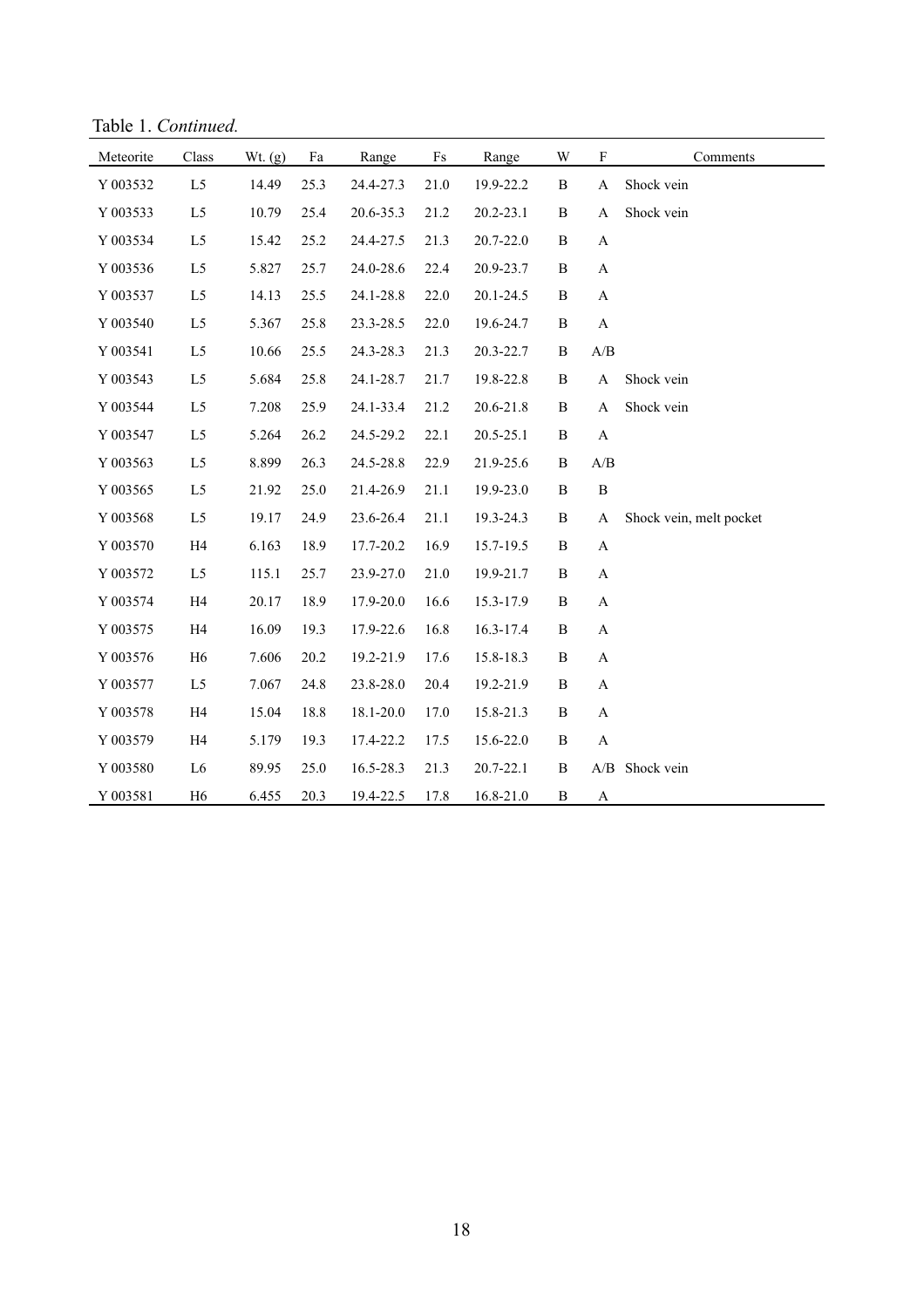Table 1. *Continued.*

| Meteorite | Class | Wt. (g) | Fa | Range | Fs | Range | W | F | Comments |
|---|---|---|---|---|---|---|---|---|---|
| Y 003532 | L5 | 14.49 | 25.3 | 24.4-27.3 | 21.0 | 19.9-22.2 | B | A | Shock vein |
| Y 003533 | L5 | 10.79 | 25.4 | 20.6-35.3 | 21.2 | 20.2-23.1 | B | A | Shock vein |
| Y 003534 | L5 | 15.42 | 25.2 | 24.4-27.5 | 21.3 | 20.7-22.0 | B | A | |
| Y 003536 | L5 | 5.827 | 25.7 | 24.0-28.6 | 22.4 | 20.9-23.7 | B | A | |
| Y 003537 | L5 | 14.13 | 25.5 | 24.1-28.8 | 22.0 | 20.1-24.5 | B | A | |
| Y 003540 | L5 | 5.367 | 25.8 | 23.3-28.5 | 22.0 | 19.6-24.7 | B | A | |
| Y 003541 | L5 | 10.66 | 25.5 | 24.3-28.3 | 21.3 | 20.3-22.7 | B | A/B | |
| Y 003543 | L5 | 5.684 | 25.8 | 24.1-28.7 | 21.7 | 19.8-22.8 | B | A | Shock vein |
| Y 003544 | L5 | 7.208 | 25.9 | 24.1-33.4 | 21.2 | 20.6-21.8 | B | A | Shock vein |
| Y 003547 | L5 | 5.264 | 26.2 | 24.5-29.2 | 22.1 | 20.5-25.1 | B | A | |
| Y 003563 | L5 | 8.899 | 26.3 | 24.5-28.8 | 22.9 | 21.9-25.6 | B | A/B | |
| Y 003565 | L5 | 21.92 | 25.0 | 21.4-26.9 | 21.1 | 19.9-23.0 | B | B | |
| Y 003568 | L5 | 19.17 | 24.9 | 23.6-26.4 | 21.1 | 19.3-24.3 | B | A | Shock vein, melt pocket |
| Y 003570 | H4 | 6.163 | 18.9 | 17.7-20.2 | 16.9 | 15.7-19.5 | B | A | |
| Y 003572 | L5 | 115.1 | 25.7 | 23.9-27.0 | 21.0 | 19.9-21.7 | B | A | |
| Y 003574 | H4 | 20.17 | 18.9 | 17.9-20.0 | 16.6 | 15.3-17.9 | B | A | |
| Y 003575 | H4 | 16.09 | 19.3 | 17.9-22.6 | 16.8 | 16.3-17.4 | B | A | |
| Y 003576 | H6 | 7.606 | 20.2 | 19.2-21.9 | 17.6 | 15.8-18.3 | B | A | |
| Y 003577 | L5 | 7.067 | 24.8 | 23.8-28.0 | 20.4 | 19.2-21.9 | B | A | |
| Y 003578 | H4 | 15.04 | 18.8 | 18.1-20.0 | 17.0 | 15.8-21.3 | B | A | |
| Y 003579 | H4 | 5.179 | 19.3 | 17.4-22.2 | 17.5 | 15.6-22.0 | B | A | |
| Y 003580 | L6 | 89.95 | 25.0 | 16.5-28.3 | 21.3 | 20.7-22.1 | B | A/B | Shock vein |
| Y 003581 | H6 | 6.455 | 20.3 | 19.4-22.5 | 17.8 | 16.8-21.0 | B | A | |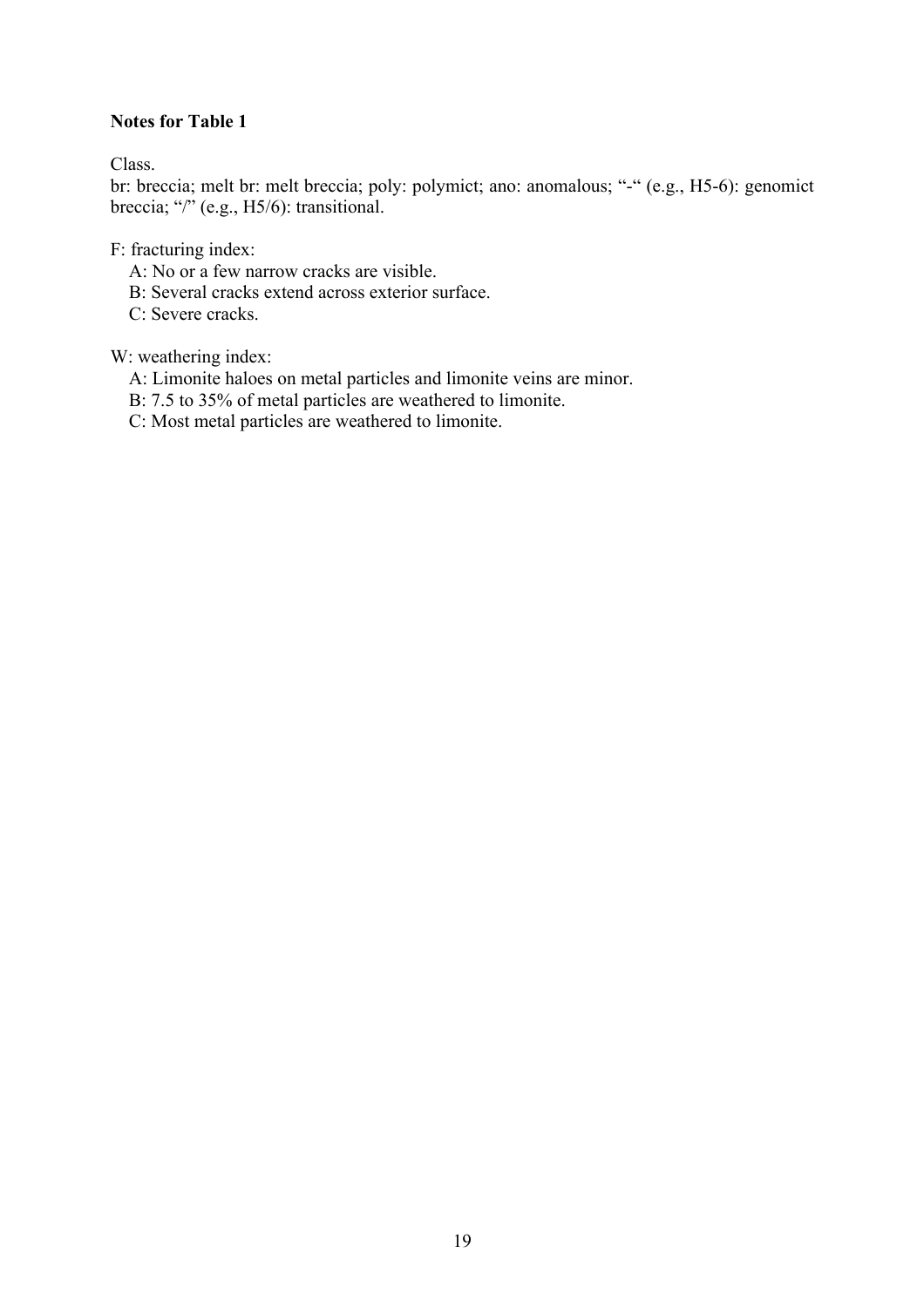**Notes for Table 1**

Class.

br: breccia; melt br: melt breccia; poly: polymict; ano: anomalous; "-" (e.g., H5-6): genomict breccia; "/" (e.g., H5/6): transitional.

F: fracturing index:

A: No or a few narrow cracks are visible.
B: Several cracks extend across exterior surface.
C: Severe cracks.

W: weathering index:

A: Limonite haloes on metal particles and limonite veins are minor.
B: 7.5 to 35% of metal particles are weathered to limonite.
C: Most metal particles are weathered to limonite.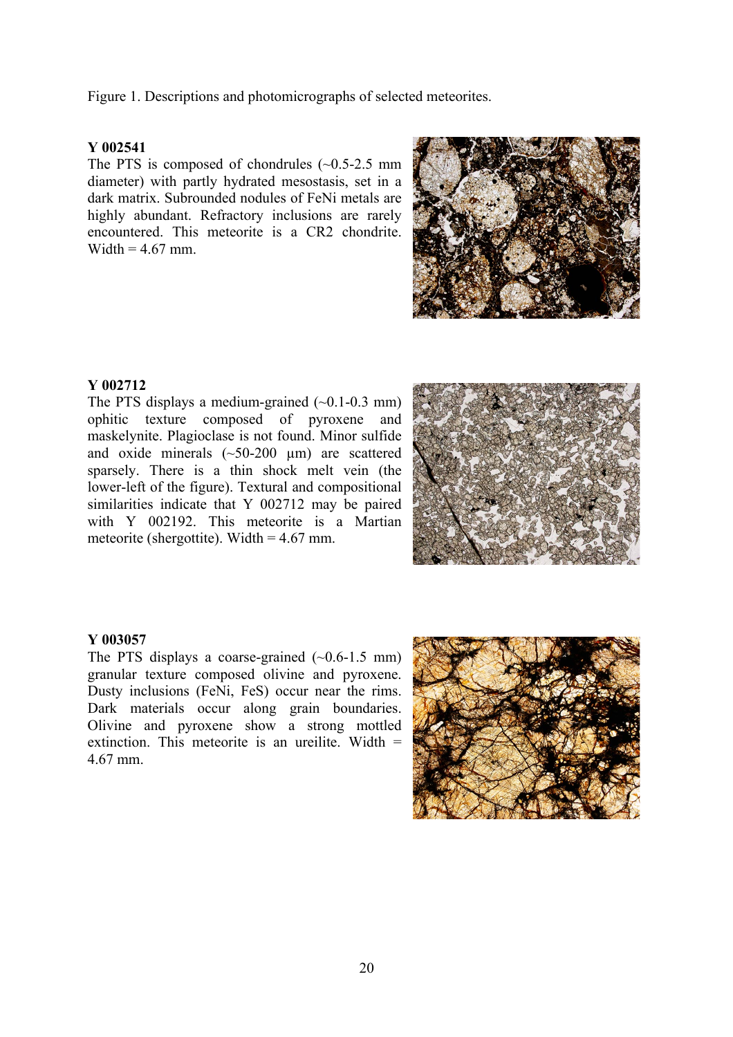Figure 1. Descriptions and photomicrographs of selected meteorites.

**Y 002541**

The PTS is composed of chondrules (~0.5-2.5 mm diameter) with partly hydrated mesostasis, set in a dark matrix. Subrounded nodules of FeNi metals are highly abundant. Refractory inclusions are rarely encountered. This meteorite is a CR2 chondrite. Width = 4.67 mm.

**Y 002712**

The PTS displays a medium-grained (~0.1-0.3 mm) ophitic texture composed of pyroxene and maskelynite. Plagioclase is not found. Minor sulfide and oxide minerals (~50-200 μm) are scattered sparsely. There is a thin shock melt vein (the lower-left of the figure). Textural and compositional similarities indicate that Y 002712 may be paired with Y 002192. This meteorite is a Martian meteorite (shergottite). Width = 4.67 mm.

**Y 003057**

The PTS displays a coarse-grained (~0.6-1.5 mm) granular texture composed olivine and pyroxene. Dusty inclusions (FeNi, FeS) occur near the rims. Dark materials occur along grain boundaries. Olivine and pyroxene show a strong mottled extinction. This meteorite is an ureilite. Width = 4.67 mm.